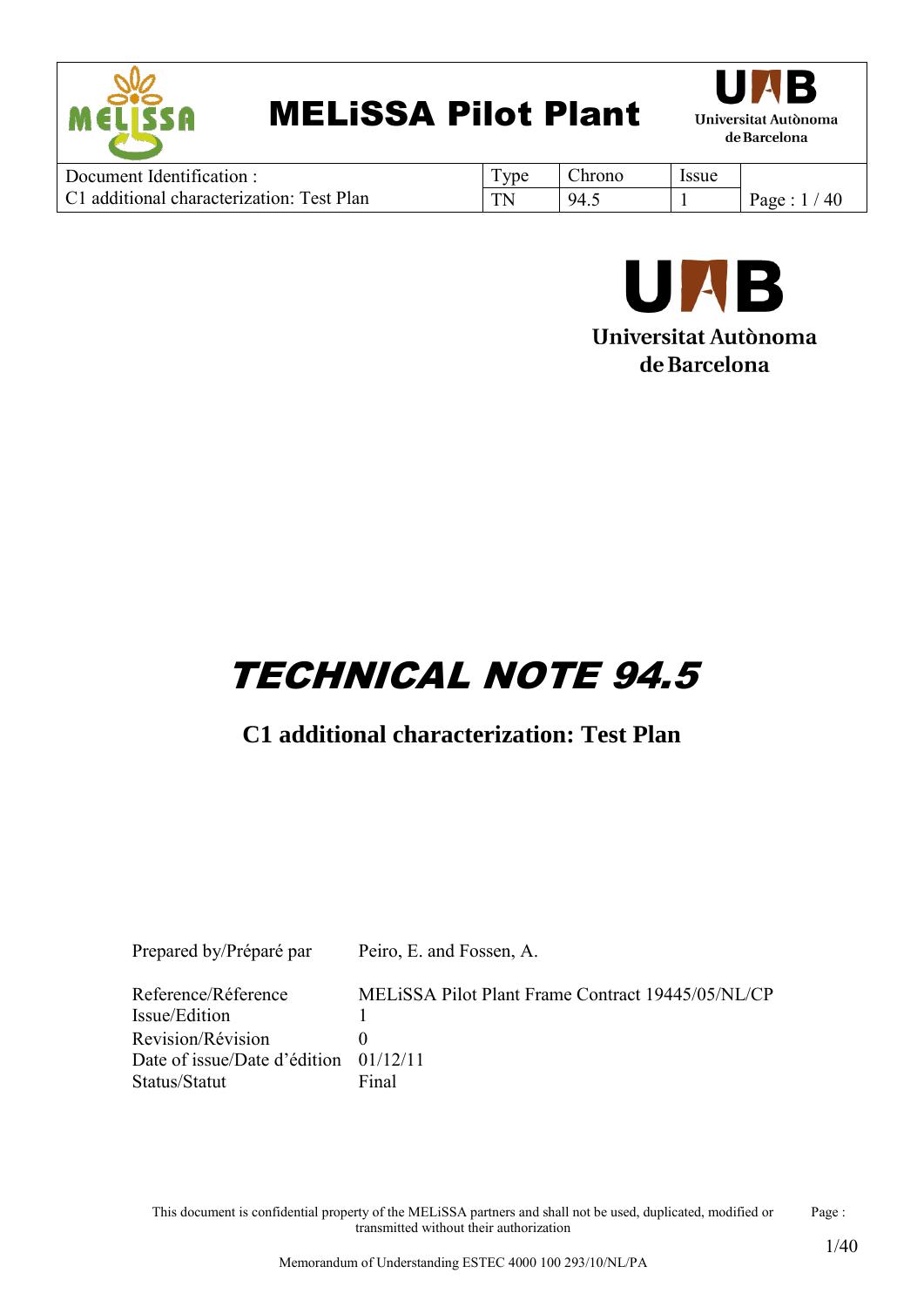# TECHNICAL NOTE 94.5

## C1 additional characterization: Test Plan

| | |
|---|---|
| Prepared by/Préparé par | Peiro, E. and Fossen, A. |
| Reference/Réference | MELiSSA Pilot Plant Frame Contract 19445/05/NL/CP |
| Issue/Edition | 1 |
| Revision/Révision | 0 |
| Date of issue/Date d'édition | 01/12/11 |
| Status/Statut | Final |

This document is confidential property of the MELiSSA partners and shall not be used, duplicated, modified or transmitted without their authorization

Memorandum of Understanding ESTEC 4000 100 293/10/NL/PA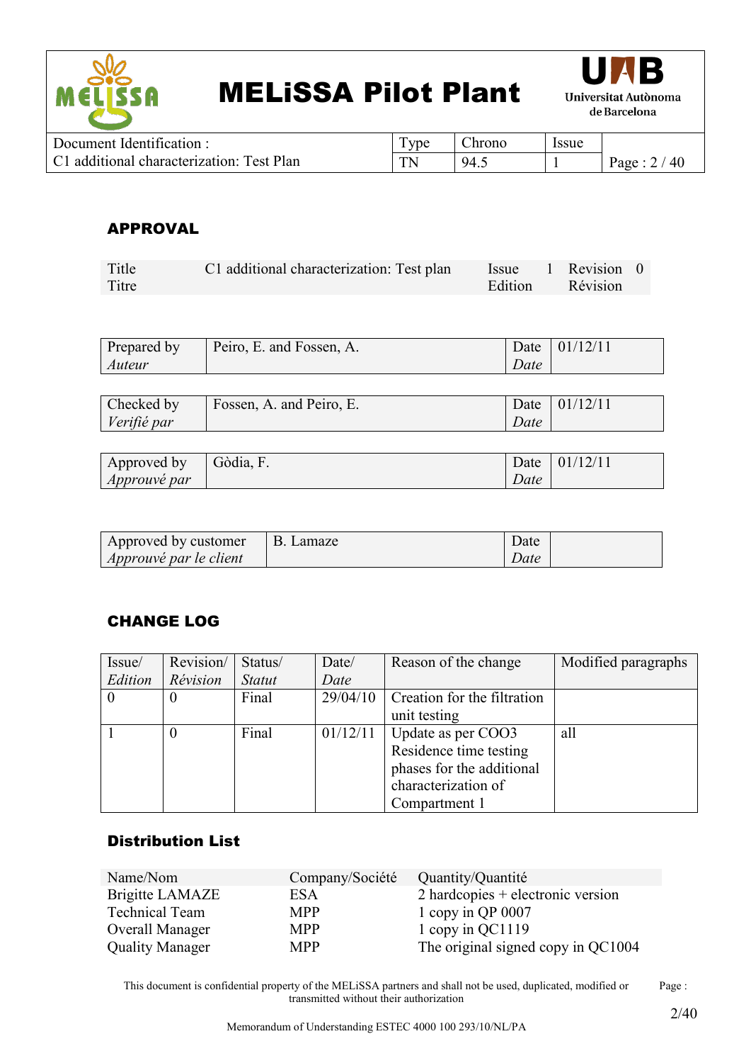## APPROVAL

| | | | | | |
|---|---|---|---|---|---|
| Title<br>Titre | C1 additional characterization: Test plan | Issue<br>Edition | 1 | Revision<br>Révision | 0 |

| | | | |
|---|---|---|---|
| Prepared by<br>*Auteur* | Peiro, E. and Fossen, A. | Date<br>*Date* | 01/12/11 |

| | | | |
|---|---|---|---|
| Checked by<br>*Verifié par* | Fossen, A. and Peiro, E. | Date<br>*Date* | 01/12/11 |

| | | | |
|---|---|---|---|
| Approved by<br>*Approuvé par* | Gòdia, F. | Date<br>*Date* | 01/12/11 |

| | | | |
|---|---|---|---|
| Approved by customer<br>*Approuvé par le client* | B. Lamaze | Date<br>*Date* | |

## CHANGE LOG

| Issue/<br>*Edition* | Revision/<br>*Révision* | Status/<br>*Statut* | Date/<br>*Date* | Reason of the change | Modified paragraphs |
|---|---|---|---|---|---|
| 0 | 0 | Final | 29/04/10 | Creation for the filtration unit testing | |
| 1 | 0 | Final | 01/12/11 | Update as per COO3 Residence time testing phases for the additional characterization of Compartment 1 | all |

## Distribution List

| Name/Nom | Company/Société | Quantity/Quantité |
|---|---|---|
| Brigitte LAMAZE | ESA | 2 hardcopies + electronic version |
| Technical Team | MPP | 1 copy in QP 0007 |
| Overall Manager | MPP | 1 copy in QC1119 |
| Quality Manager | MPP | The original signed copy in QC1004 |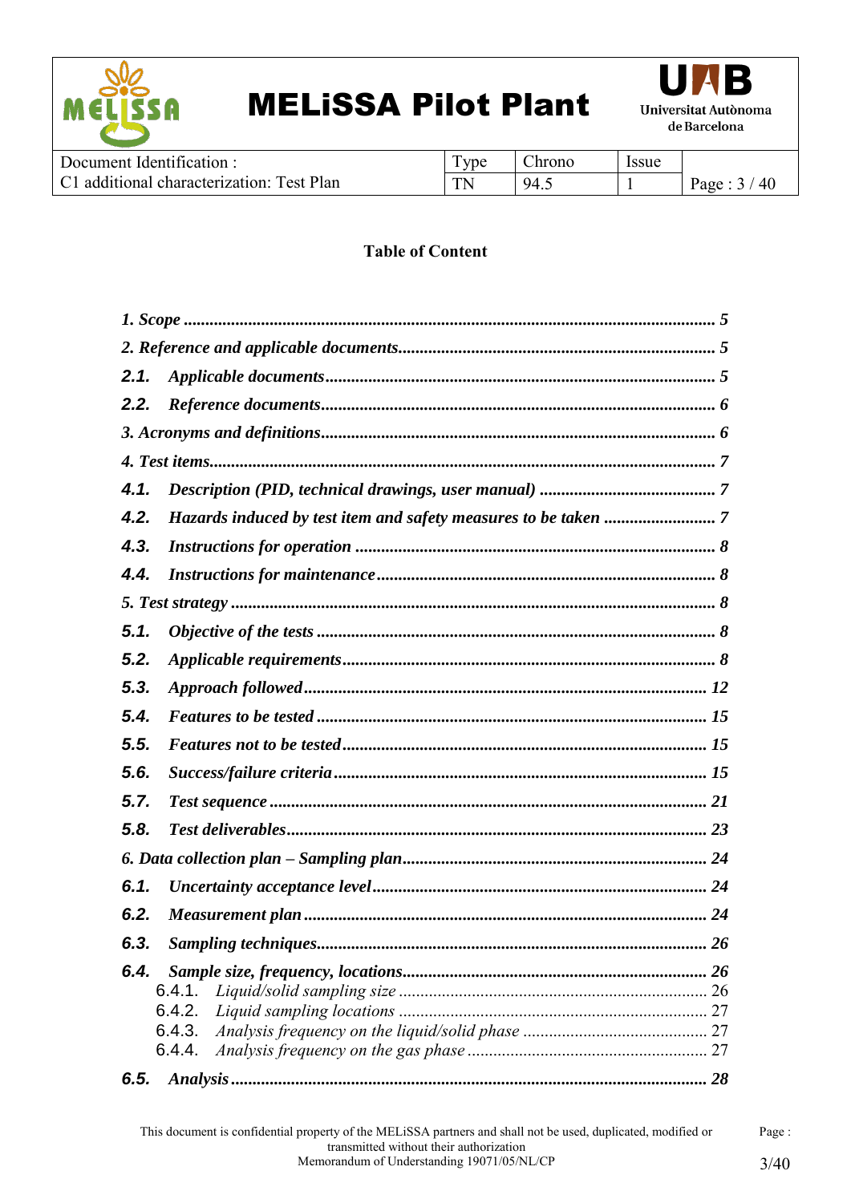**Table of Content**

*1. Scope* ........................................................................................................... *5*

*2. Reference and applicable documents* ........................................................... *5*

**2.1.** *Applicable documents* ................................................................................ *5*

**2.2.** *Reference documents* ................................................................................. *6*

*3. Acronyms and definitions* ............................................................................ *6*

*4. Test items* .................................................................................................... *7*

**4.1.** *Description (PID, technical drawings, user manual)* .................................. *7*

**4.2.** *Hazards induced by test item and safety measures to be taken* ................. *7*

**4.3.** *Instructions for operation* ........................................................................... *8*

**4.4.** *Instructions for maintenance* ...................................................................... *8*

*5. Test strategy* ................................................................................................. *8*

**5.1.** *Objective of the tests* .................................................................................. *8*

**5.2.** *Applicable requirements* ............................................................................. *8*

**5.3.** *Approach followed* ...................................................................................... *12*

**5.4.** *Features to be tested* ................................................................................... *15*

**5.5.** *Features not to be tested* ............................................................................. *15*

**5.6.** *Success/failure criteria* ............................................................................... *15*

**5.7.** *Test sequence* ............................................................................................. *21*

**5.8.** *Test deliverables* ......................................................................................... *23*

*6. Data collection plan – Sampling plan* ........................................................... *24*

**6.1.** *Uncertainty acceptance level* ...................................................................... *24*

**6.2.** *Measurement plan* ...................................................................................... *24*

**6.3.** *Sampling techniques* ................................................................................... *26*

**6.4.** *Sample size, frequency, locations* ............................................................... *26*

- 6.4.1. *Liquid/solid sampling size* ........................................................................ 26
- 6.4.2. *Liquid sampling locations* ......................................................................... 27
- 6.4.3. *Analysis frequency on the liquid/solid phase* ........................................... 27
- 6.4.4. *Analysis frequency on the gas phase* ....................................................... 27

**6.5.** *Analysis* ...................................................................................................... *28*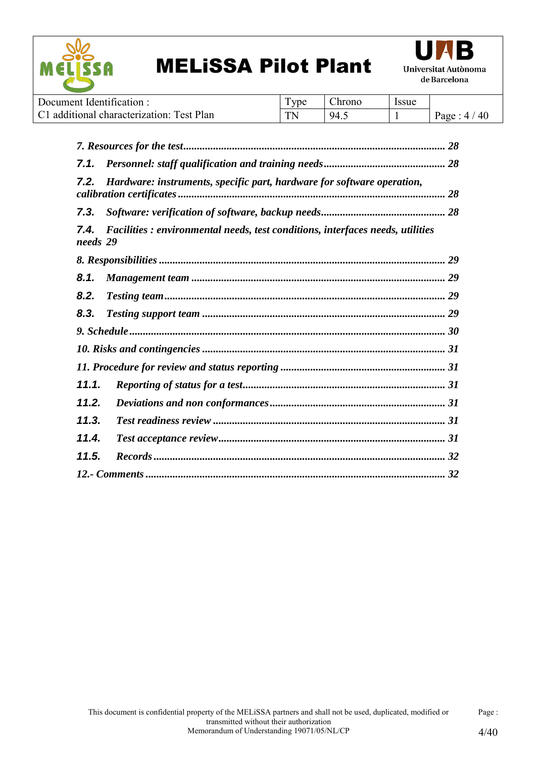*7. Resources for the test* ........................................................................................ *28*

*7.1. Personnel: staff qualification and training needs* ............................................ *28*

*7.2. Hardware: instruments, specific part, hardware for software operation, calibration certificates* .................................................................................................. *28*

*7.3. Software: verification of software, backup needs* ............................................ *28*

*7.4. Facilities : environmental needs, test conditions, interfaces needs, utilities needs 29*

*8. Responsibilities* ........................................................................................ *29*

*8.1. Management team* ............................................................................ *29*

*8.2. Testing team* ........................................................................................ *29*

*8.3. Testing support team* ........................................................................ *29*

*9. Schedule* ........................................................................................ *30*

*10. Risks and contingencies* ........................................................................ *31*

*11. Procedure for review and status reporting* ............................................ *31*

*11.1. Reporting of status for a test* ........................................................................ *31*

*11.2. Deviations and non conformances* ............................................................ *31*

*11.3. Test readiness review* ........................................................................ *31*

*11.4. Test acceptance review* ........................................................................ *31*

*11.5. Records* ........................................................................................ *32*

*12.- Comments* ........................................................................................ *32*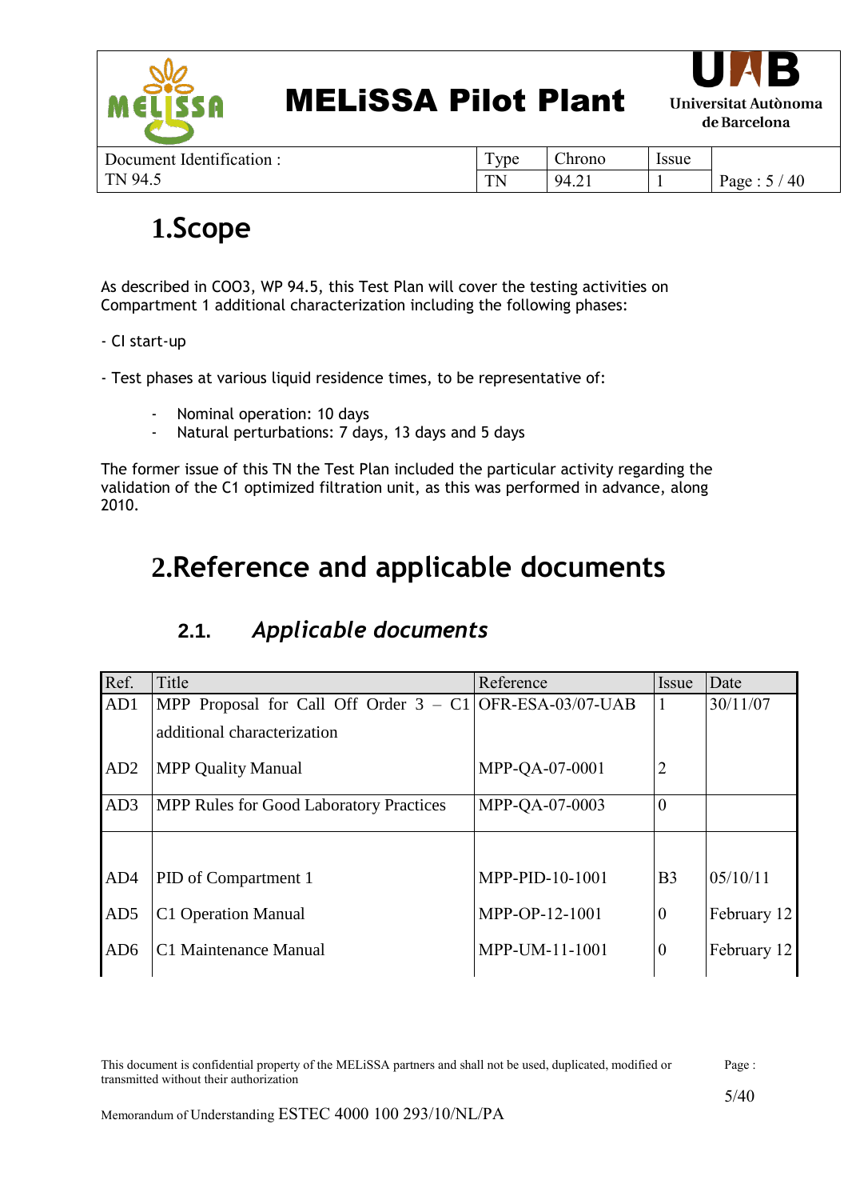# 1.Scope

As described in CO03, WP 94.5, this Test Plan will cover the testing activities on Compartment 1 additional characterization including the following phases:

- CI start-up

- Test phases at various liquid residence times, to be representative of:

  - Nominal operation: 10 days
  - Natural perturbations: 7 days, 13 days and 5 days

The former issue of this TN the Test Plan included the particular activity regarding the validation of the C1 optimized filtration unit, as this was performed in advance, along 2010.

# 2.Reference and applicable documents

## 2.1. *Applicable documents*

| Ref. | Title | Reference | Issue | Date |
|---|---|---|---|---|
| AD1 | MPP Proposal for Call Off Order 3 – C1 additional characterization | OFR-ESA-03/07-UAB | 1 | 30/11/07 |
| AD2 | MPP Quality Manual | MPP-QA-07-0001 | 2 | |
| AD3 | MPP Rules for Good Laboratory Practices | MPP-QA-07-0003 | 0 | |
| AD4 | PID of Compartment 1 | MPP-PID-10-1001 | B3 | 05/10/11 |
| AD5 | C1 Operation Manual | MPP-OP-12-1001 | 0 | February 12 |
| AD6 | C1 Maintenance Manual | MPP-UM-11-1001 | 0 | February 12 |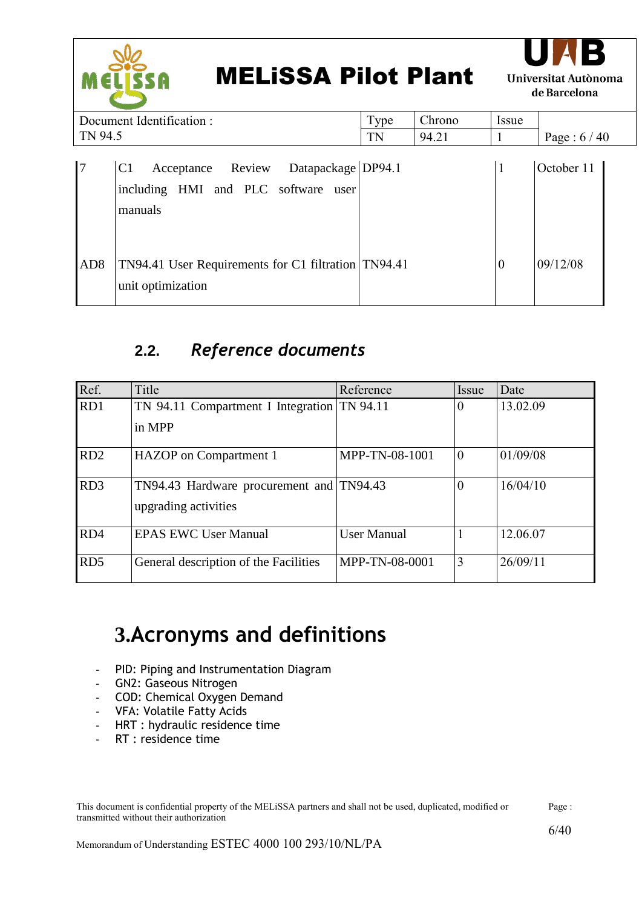| 7 | C1 Acceptance Review Datapackage including HMI and PLC software user manuals | DP94.1 | 1 | October 11 |
|---|---|---|---|---|
| AD8 | TN94.41 User Requirements for C1 filtration unit optimization | TN94.41 | 0 | 09/12/08 |

## 2.2. *Reference documents*

| Ref. | Title | Reference | Issue | Date |
|---|---|---|---|---|
| RD1 | TN 94.11 Compartment I Integration in MPP | TN 94.11 | 0 | 13.02.09 |
| RD2 | HAZOP on Compartment 1 | MPP-TN-08-1001 | 0 | 01/09/08 |
| RD3 | TN94.43 Hardware procurement and upgrading activities | TN94.43 | 0 | 16/04/10 |
| RD4 | EPAS EWC User Manual | User Manual | 1 | 12.06.07 |
| RD5 | General description of the Facilities | MPP-TN-08-0001 | 3 | 26/09/11 |

# 3. Acronyms and definitions

- PID: Piping and Instrumentation Diagram
- GN2: Gaseous Nitrogen
- COD: Chemical Oxygen Demand
- VFA: Volatile Fatty Acids
- HRT : hydraulic residence time
- RT : residence time

This document is confidential property of the MELiSSA partners and shall not be used, duplicated, modified or transmitted without their authorization

Memorandum of Understanding ESTEC 4000 100 293/10/NL/PA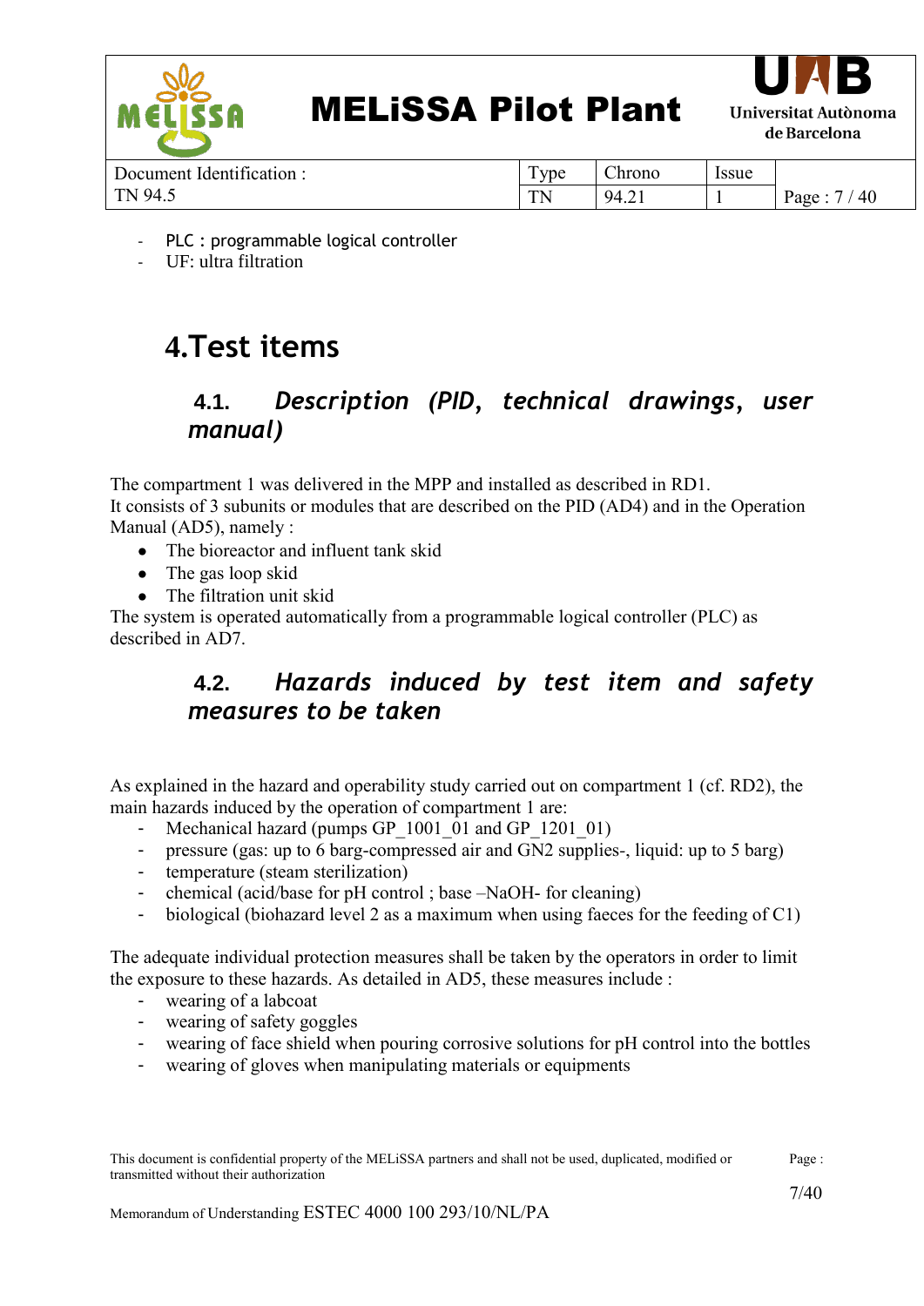- PLC : programmable logical controller
- UF: ultra filtration

# 4. Test items

## 4.1. *Description (PID, technical drawings, user manual)*

The compartment 1 was delivered in the MPP and installed as described in RD1.
It consists of 3 subunits or modules that are described on the PID (AD4) and in the Operation Manual (AD5), namely :

- The bioreactor and influent tank skid
- The gas loop skid
- The filtration unit skid

The system is operated automatically from a programmable logical controller (PLC) as described in AD7.

## 4.2. *Hazards induced by test item and safety measures to be taken*

As explained in the hazard and operability study carried out on compartment 1 (cf. RD2), the main hazards induced by the operation of compartment 1 are:

- Mechanical hazard (pumps GP_1001_01 and GP_1201_01)
- pressure (gas: up to 6 barg-compressed air and GN2 supplies-, liquid: up to 5 barg)
- temperature (steam sterilization)
- chemical (acid/base for pH control ; base –NaOH- for cleaning)
- biological (biohazard level 2 as a maximum when using faeces for the feeding of C1)

The adequate individual protection measures shall be taken by the operators in order to limit the exposure to these hazards. As detailed in AD5, these measures include :

- wearing of a labcoat
- wearing of safety goggles
- wearing of face shield when pouring corrosive solutions for pH control into the bottles
- wearing of gloves when manipulating materials or equipments

This document is confidential property of the MELiSSA partners and shall not be used, duplicated, modified or transmitted without their authorization

Memorandum of Understanding ESTEC 4000 100 293/10/NL/PA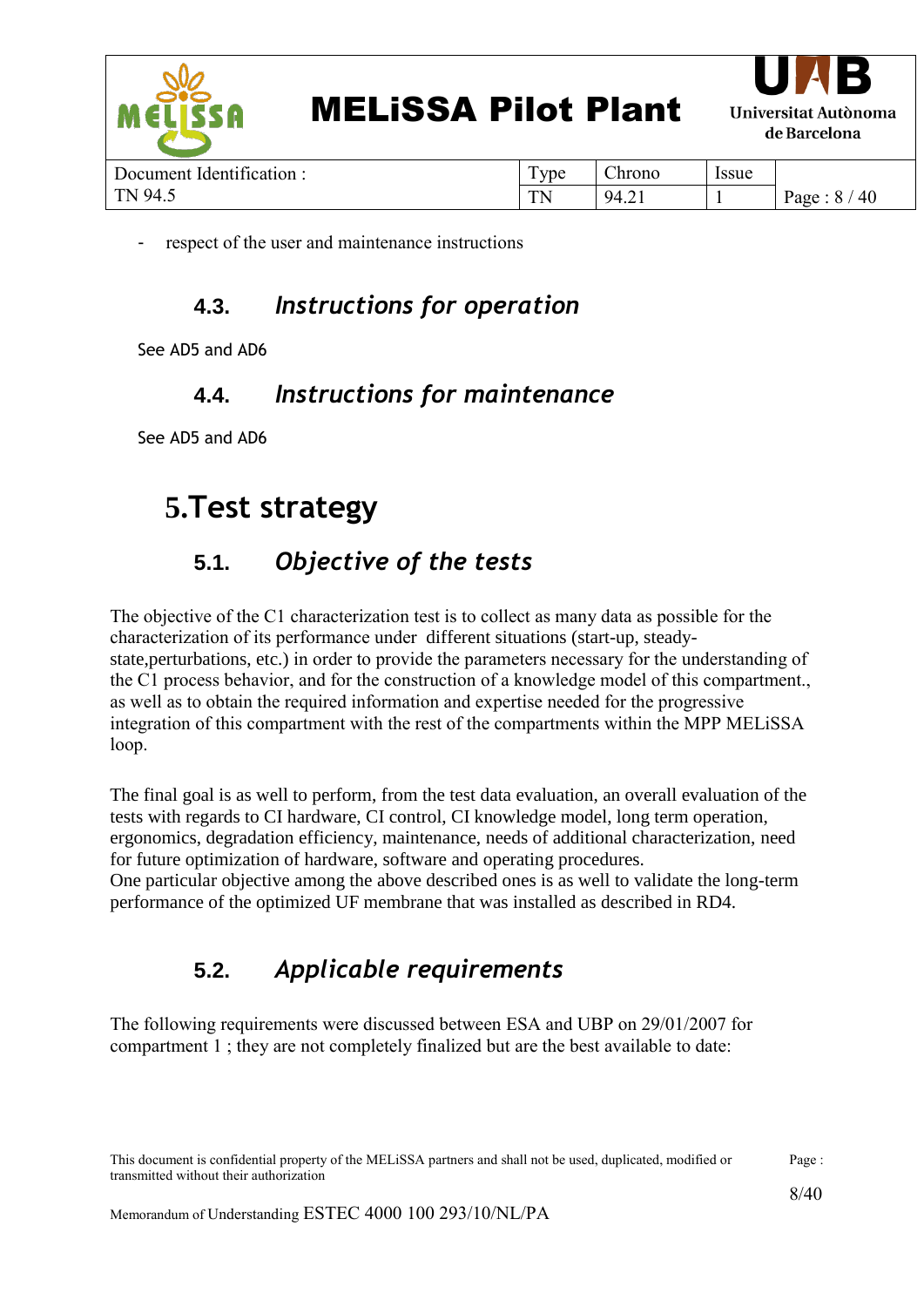- respect of the user and maintenance instructions

### 4.3. *Instructions for operation*

See AD5 and AD6

### 4.4. *Instructions for maintenance*

See AD5 and AD6

# 5. Test strategy

### 5.1. *Objective of the tests*

The objective of the C1 characterization test is to collect as many data as possible for the characterization of its performance under different situations (start-up, steady-state,perturbations, etc.) in order to provide the parameters necessary for the understanding of the C1 process behavior, and for the construction of a knowledge model of this compartment., as well as to obtain the required information and expertise needed for the progressive integration of this compartment with the rest of the compartments within the MPP MELiSSA loop.

The final goal is as well to perform, from the test data evaluation, an overall evaluation of the tests with regards to CI hardware, CI control, CI knowledge model, long term operation, ergonomics, degradation efficiency, maintenance, needs of additional characterization, need for future optimization of hardware, software and operating procedures.
One particular objective among the above described ones is as well to validate the long-term performance of the optimized UF membrane that was installed as described in RD4.

### 5.2. *Applicable requirements*

The following requirements were discussed between ESA and UBP on 29/01/2007 for compartment 1 ; they are not completely finalized but are the best available to date: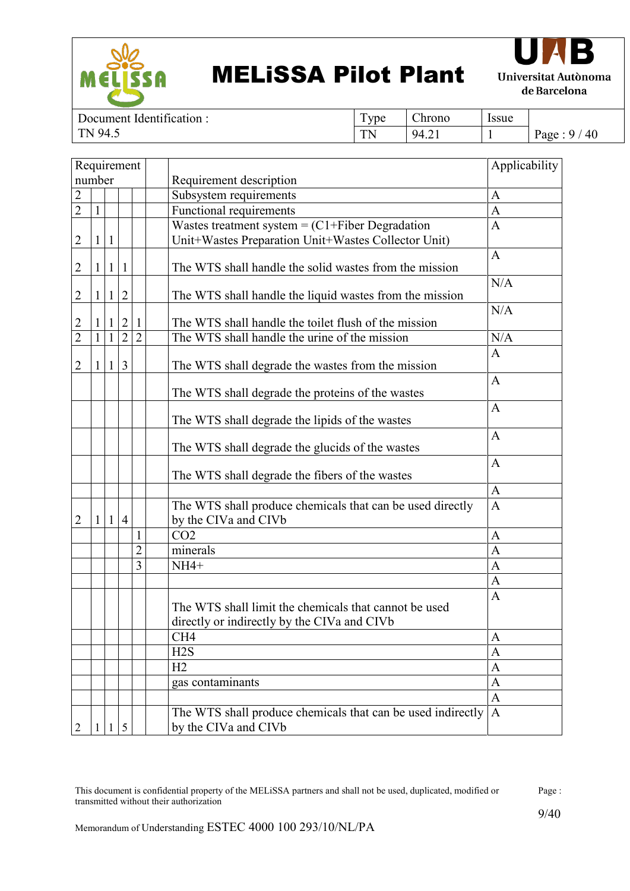| Requirement number | | | | | | Requirement description | Applicability |
|---|---|---|---|---|---|---|---|
| 2 | | | | | | Subsystem requirements | A |
| 2 | 1 | | | | | Functional requirements | A |
| 2 | 1 | 1 | | | | Wastes treatment system = (C1+Fiber Degradation Unit+Wastes Preparation Unit+Wastes Collector Unit) | A |
| 2 | 1 | 1 | 1 | | | The WTS shall handle the solid wastes from the mission | A |
| 2 | 1 | 1 | 2 | | | The WTS shall handle the liquid wastes from the mission | N/A |
| 2 | 1 | 1 | 2 | 1 | | The WTS shall handle the toilet flush of the mission | N/A |
| 2 | 1 | 1 | 2 | 2 | | The WTS shall handle the urine of the mission | N/A |
| 2 | 1 | 1 | 3 | | | The WTS shall degrade the wastes from the mission | A |
| | | | | | | The WTS shall degrade the proteins of the wastes | A |
| | | | | | | The WTS shall degrade the lipids of the wastes | A |
| | | | | | | The WTS shall degrade the glucids of the wastes | A |
| | | | | | | The WTS shall degrade the fibers of the wastes | A |
| | | | | | | | A |
| 2 | 1 | 1 | 4 | | | The WTS shall produce chemicals that can be used directly by the CIVa and CIVb | A |
| | | | | 1 | | $CO_2$ | A |
| | | | | 2 | | minerals | A |
| | | | | 3 | | $NH_4^+$ | A |
| | | | | | | | A |
| | | | | | | The WTS shall limit the chemicals that cannot be used directly or indirectly by the CIVa and CIVb | A |
| | | | | | | $CH_4$ | A |
| | | | | | | $H_2S$ | A |
| | | | | | | $H_2$ | A |
| | | | | | | gas contaminants | A |
| | | | | | | | A |
| 2 | 1 | 1 | 5 | | | The WTS shall produce chemicals that can be used indirectly by the CIVa and CIVb | A |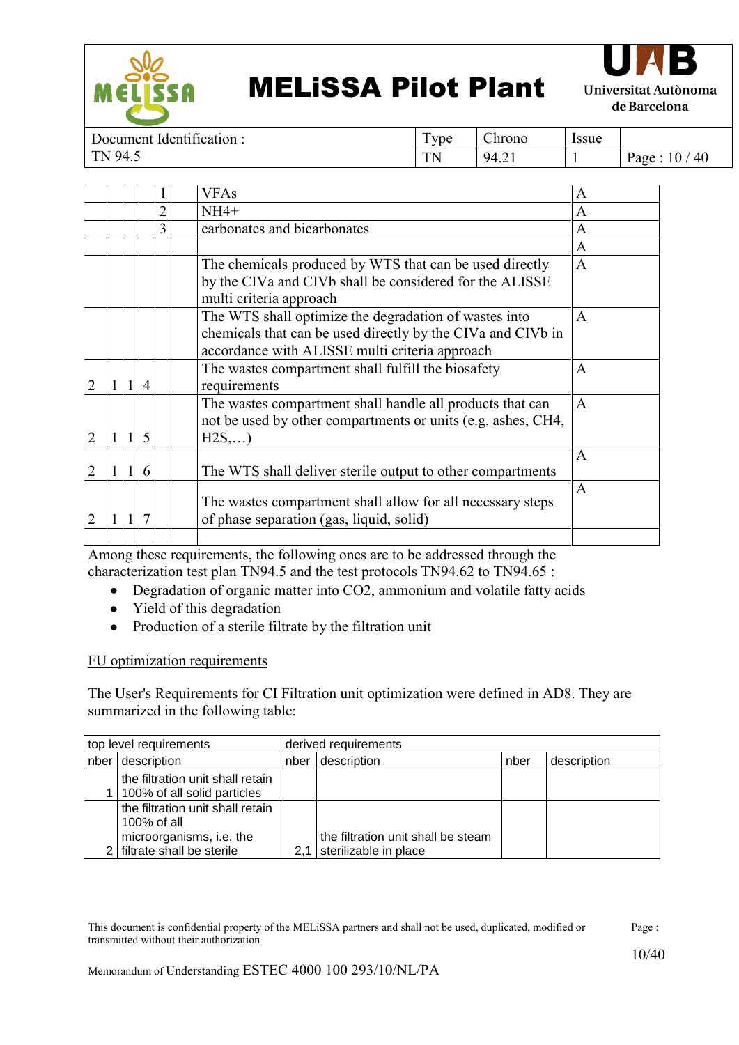| | | | | | | | |
|---|---|---|---|---|---|---|---|
| | | | | 1 | | VFAs | A |
| | | | | 2 | | NH4+ | A |
| | | | | 3 | | carbonates and bicarbonates | A |
| | | | | | | | A |
| | | | | | | The chemicals produced by WTS that can be used directly by the CIVa and CIVb shall be considered for the ALISSE multi criteria approach | A |
| | | | | | | The WTS shall optimize the degradation of wastes into chemicals that can be used directly by the CIVa and CIVb in accordance with ALISSE multi criteria approach | A |
| 2 | 1 | 1 | 4 | | | The wastes compartment shall fulfill the biosafety requirements | A |
| 2 | 1 | 1 | 5 | | | The wastes compartment shall handle all products that can not be used by other compartments or units (e.g. ashes, CH4, H2S,…) | A |
| 2 | 1 | 1 | 6 | | | The WTS shall deliver sterile output to other compartments | A |
| 2 | 1 | 1 | 7 | | | The wastes compartment shall allow for all necessary steps of phase separation (gas, liquid, solid) | A |
| | | | | | | | |

Among these requirements, the following ones are to be addressed through the characterization test plan TN94.5 and the test protocols TN94.62 to TN94.65 :

- Degradation of organic matter into CO2, ammonium and volatile fatty acids
- Yield of this degradation
- Production of a sterile filtrate by the filtration unit

FU optimization requirements

The User's Requirements for CI Filtration unit optimization were defined in AD8. They are summarized in the following table:

| top level requirements | | derived requirements | | | |
|---|---|---|---|---|---|
| nber | description | nber | description | nber | description |
| 1 | the filtration unit shall retain 100% of all solid particles | | | | |
| 2 | the filtration unit shall retain 100% of all microorganisms, i.e. the filtrate shall be sterile | 2,1 | the filtration unit shall be steam sterilizable in place | | |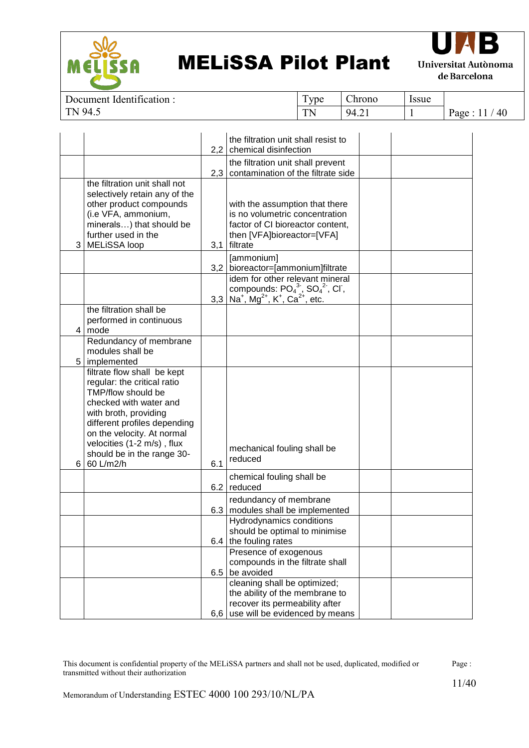| | | | | | |
|---|---|---|---|---|---|
| | | 2,2 | the filtration unit shall resist to chemical disinfection | | |
| | | 2,3 | the filtration unit shall prevent contamination of the filtrate side | | |
| 3 | the filtration unit shall not selectively retain any of the other product compounds (i.e VFA, ammonium, minerals…) that should be further used in the MELiSSA loop | 3,1 | with the assumption that there is no volumetric concentration factor of CI bioreactor content, then [VFA]bioreactor=[VFA] filtrate | | |
| | | 3,2 | [ammonium] bioreactor=[ammonium]filtrate | | |
| | | 3,3 | idem for other relevant mineral compounds: $PO_4^{3-}$, $SO_4^{2-}$, $Cl^-$, $Na^+$, $Mg^{2+}$, $K^+$, $Ca^{2+}$, etc. | | |
| 4 | the filtration shall be performed in continuous mode | | | | |
| 5 | Redundancy of membrane modules shall be implemented | | | | |
| 6 | filtrate flow shall be kept regular: the critical ratio TMP/flow should be checked with water and with broth, providing different profiles depending on the velocity. At normal velocities (1-2 m/s) , flux should be in the range 30-60 L/m2/h | 6.1 | mechanical fouling shall be reduced | | |
| | | 6.2 | chemical fouling shall be reduced | | |
| | | 6.3 | redundancy of membrane modules shall be implemented | | |
| | | 6.4 | Hydrodynamics conditions should be optimal to minimise the fouling rates | | |
| | | 6.5 | Presence of exogenous compounds in the filtrate shall be avoided | | |
| | | 6,6 | cleaning shall be optimized; the ability of the membrane to recover its permeability after use will be evidenced by means | | |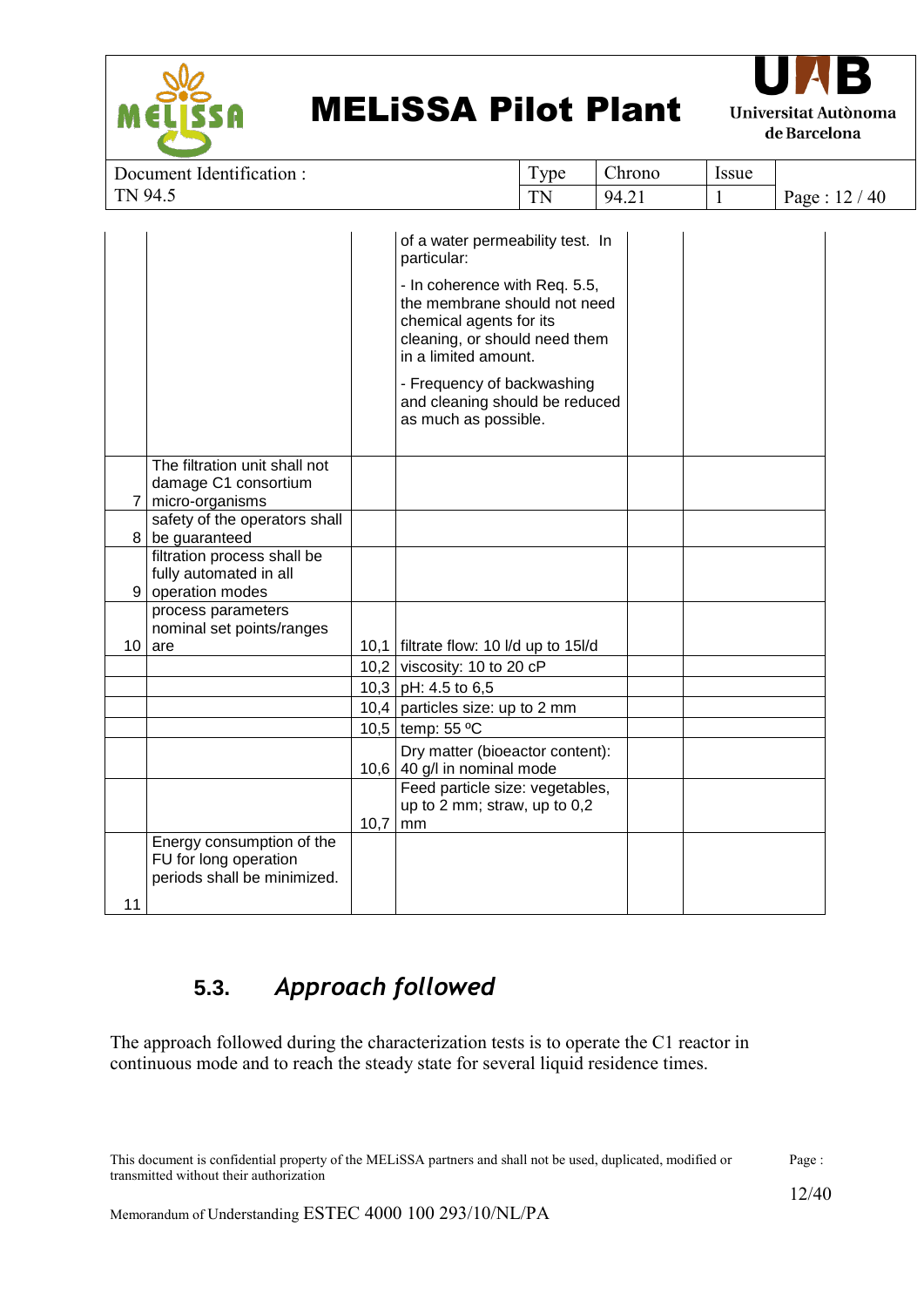| | | | of a water permeability test. In particular:<br><br>- In coherence with Req. 5.5, the membrane should not need chemical agents for its cleaning, or should need them in a limited amount.<br><br>- Frequency of backwashing and cleaning should be reduced as much as possible. | | |
|---|---|---|---|---|---|
| 7 | The filtration unit shall not damage C1 consortium micro-organisms | | | | |
| 8 | safety of the operators shall be guaranteed | | | | |
| 9 | filtration process shall be fully automated in all operation modes | | | | |
| 10 | process parameters nominal set points/ranges are | 10,1 | filtrate flow: 10 l/d up to 15l/d | | |
| | | 10,2 | viscosity: 10 to 20 cP | | |
| | | 10,3 | pH: 4.5 to 6,5 | | |
| | | 10,4 | particles size: up to 2 mm | | |
| | | 10,5 | temp: 55 ºC | | |
| | | 10,6 | Dry matter (bioeactor content): 40 g/l in nominal mode | | |
| | | 10,7 | Feed particle size: vegetables, up to 2 mm; straw, up to 0,2 mm | | |
| 11 | Energy consumption of the FU for long operation periods shall be minimized. | | | | |

## 5.3. *Approach followed*

The approach followed during the characterization tests is to operate the C1 reactor in continuous mode and to reach the steady state for several liquid residence times.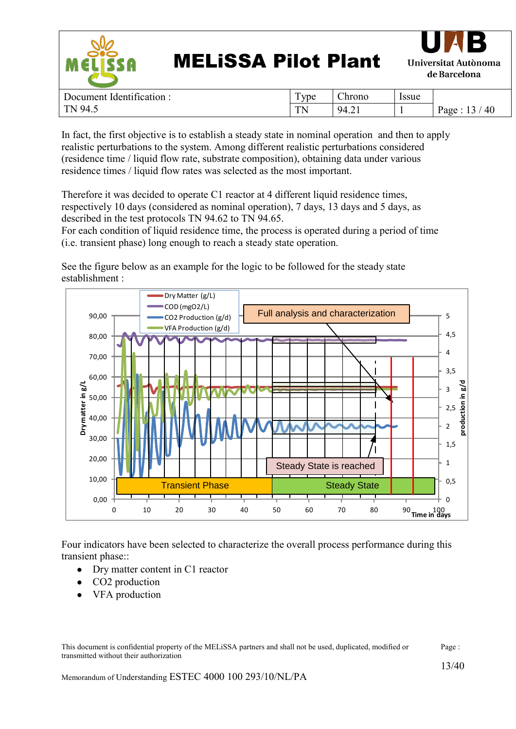In fact, the first objective is to establish a steady state in nominal operation and then to apply realistic perturbations to the system. Among different realistic perturbations considered (residence time / liquid flow rate, substrate composition), obtaining data under various residence times / liquid flow rates was selected as the most important.

Therefore it was decided to operate C1 reactor at 4 different liquid residence times, respectively 10 days (considered as nominal operation), 7 days, 13 days and 5 days, as described in the test protocols TN 94.62 to TN 94.65.
For each condition of liquid residence time, the process is operated during a period of time (i.e. transient phase) long enough to reach a steady state operation.

See the figure below as an example for the logic to be followed for the steady state establishment :

Four indicators have been selected to characterize the overall process performance during this transient phase::

- Dry matter content in C1 reactor
- $CO_2$ production
- VFA production

This document is confidential property of the MELiSSA partners and shall not be used, duplicated, modified or transmitted without their authorization

Memorandum of Understanding ESTEC 4000 100 293/10/NL/PA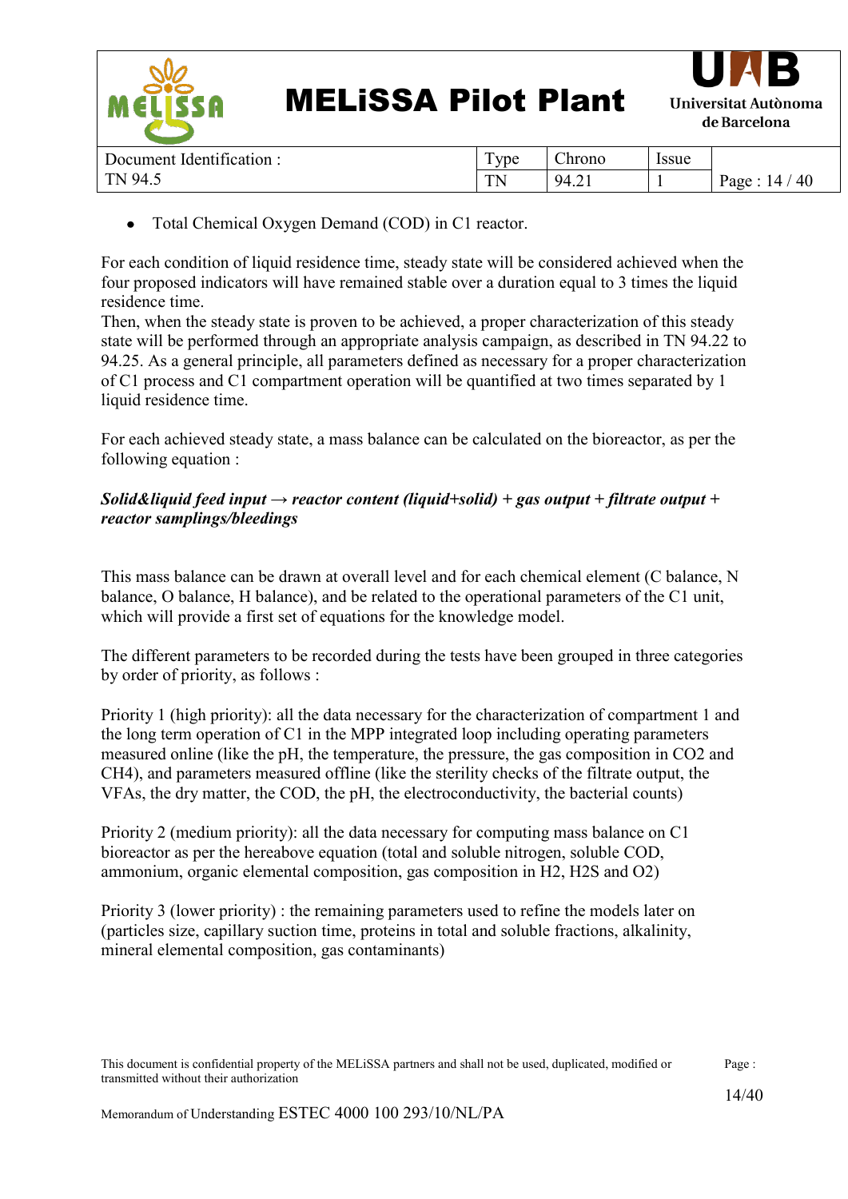- Total Chemical Oxygen Demand (COD) in C1 reactor.

For each condition of liquid residence time, steady state will be considered achieved when the four proposed indicators will have remained stable over a duration equal to 3 times the liquid residence time.
Then, when the steady state is proven to be achieved, a proper characterization of this steady state will be performed through an appropriate analysis campaign, as described in TN 94.22 to 94.25. As a general principle, all parameters defined as necessary for a proper characterization of C1 process and C1 compartment operation will be quantified at two times separated by 1 liquid residence time.

For each achieved steady state, a mass balance can be calculated on the bioreactor, as per the following equation :

***Solid&liquid feed input → reactor content (liquid+solid) + gas output + filtrate output + reactor samplings/bleedings***

This mass balance can be drawn at overall level and for each chemical element (C balance, N balance, O balance, H balance), and be related to the operational parameters of the C1 unit, which will provide a first set of equations for the knowledge model.

The different parameters to be recorded during the tests have been grouped in three categories by order of priority, as follows :

Priority 1 (high priority): all the data necessary for the characterization of compartment 1 and the long term operation of C1 in the MPP integrated loop including operating parameters measured online (like the pH, the temperature, the pressure, the gas composition in $CO_2$ and $CH_4$), and parameters measured offline (like the sterility checks of the filtrate output, the VFAs, the dry matter, the COD, the pH, the electroconductivity, the bacterial counts)

Priority 2 (medium priority): all the data necessary for computing mass balance on C1 bioreactor as per the hereabove equation (total and soluble nitrogen, soluble COD, ammonium, organic elemental composition, gas composition in $H_2$, $H_2S$ and $O_2$)

Priority 3 (lower priority) : the remaining parameters used to refine the models later on (particles size, capillary suction time, proteins in total and soluble fractions, alkalinity, mineral elemental composition, gas contaminants)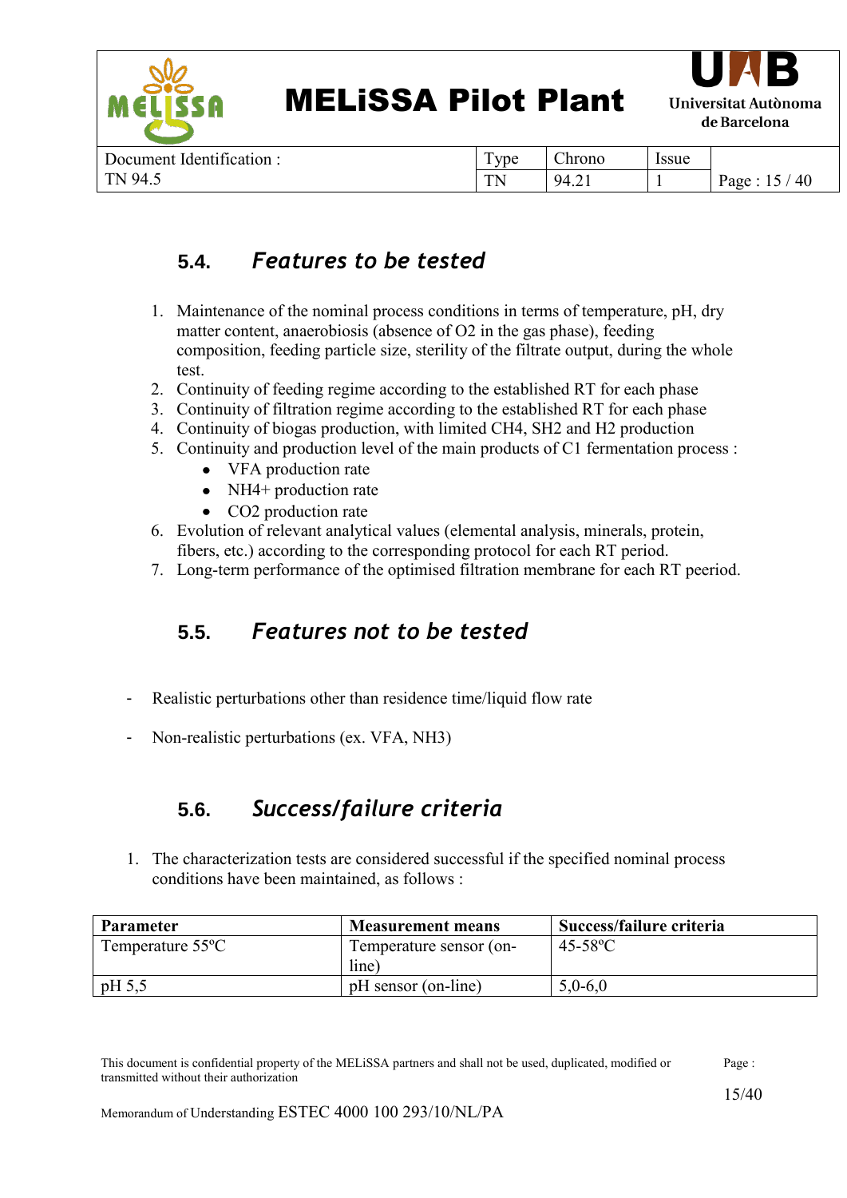## 5.4. *Features to be tested*

1. Maintenance of the nominal process conditions in terms of temperature, pH, dry matter content, anaerobiosis (absence of $O_2$ in the gas phase), feeding composition, feeding particle size, sterility of the filtrate output, during the whole test.
2. Continuity of feeding regime according to the established RT for each phase
3. Continuity of filtration regime according to the established RT for each phase
4. Continuity of biogas production, with limited $CH_4$, $SH_2$ and $H_2$ production
5. Continuity and production level of the main products of C1 fermentation process :
    - VFA production rate
    - $NH_4^+$ production rate
    - $CO_2$ production rate
6. Evolution of relevant analytical values (elemental analysis, minerals, protein, fibers, etc.) according to the corresponding protocol for each RT period.
7. Long-term performance of the optimised filtration membrane for each RT peeriod.

## 5.5. *Features not to be tested*

- Realistic perturbations other than residence time/liquid flow rate
- Non-realistic perturbations (ex. VFA, $NH_3$)

## 5.6. *Success/failure criteria*

1. The characterization tests are considered successful if the specified nominal process conditions have been maintained, as follows :

| Parameter | Measurement means | Success/failure criteria |
|---|---|---|
| Temperature 55ºC | Temperature sensor (on-line) | 45-58ºC |
| pH 5,5 | pH sensor (on-line) | 5,0-6,0 |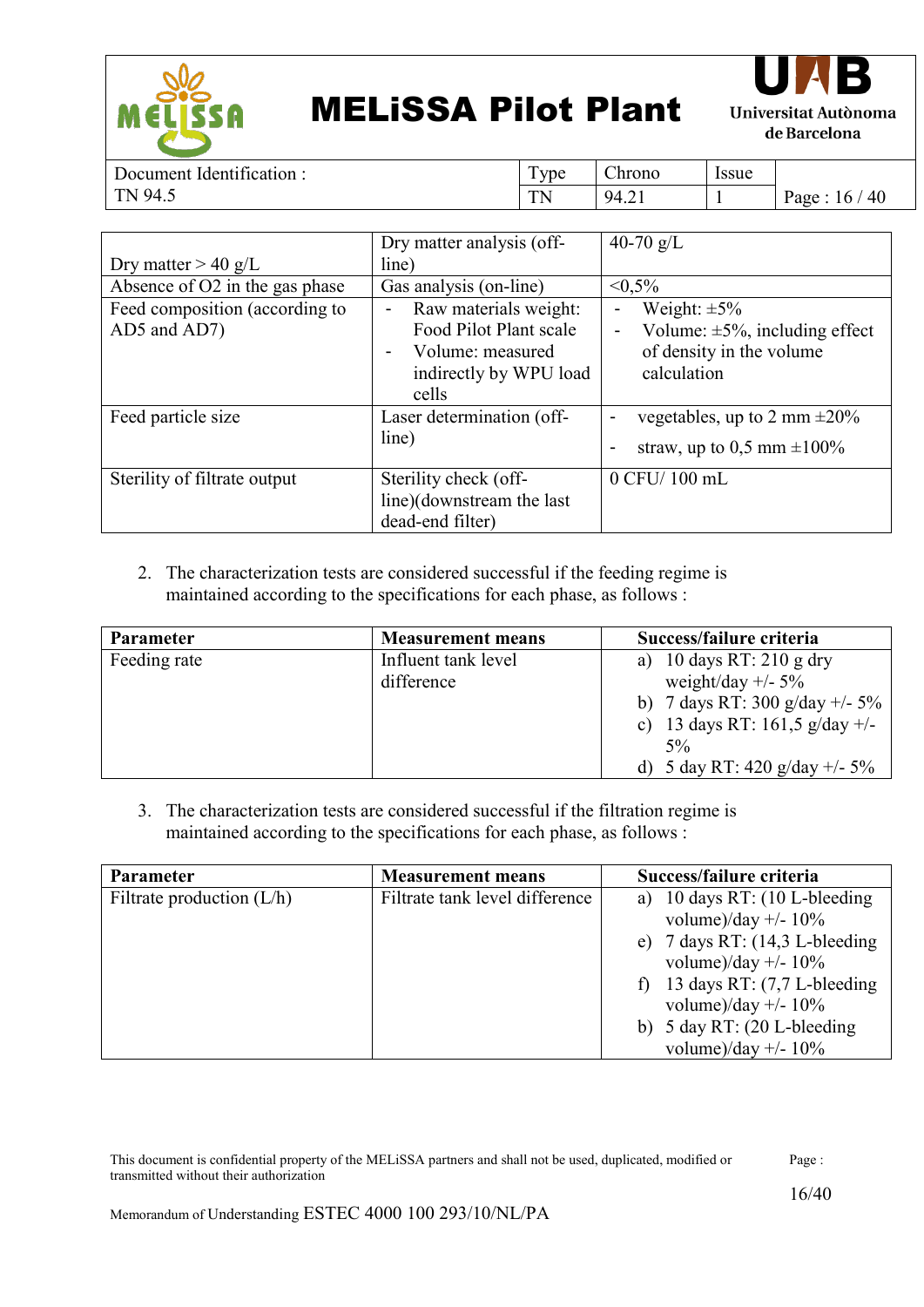| | | |
|---|---|---|
| Dry matter > 40 g/L | Dry matter analysis (off-line) | 40-70 g/L |
| Absence of O2 in the gas phase | Gas analysis (on-line) | <0,5% |
| Feed composition (according to AD5 and AD7) | - Raw materials weight: Food Pilot Plant scale<br>- Volume: measured indirectly by WPU load cells | - Weight: ±5%<br>- Volume: ±5%, including effect of density in the volume calculation |
| Feed particle size | Laser determination (off-line) | - vegetables, up to 2 mm ±20%<br>- straw, up to 0,5 mm ±100% |
| Sterility of filtrate output | Sterility check (off-line)(downstream the last dead-end filter) | 0 CFU/ 100 mL |

2. The characterization tests are considered successful if the feeding regime is maintained according to the specifications for each phase, as follows :

| Parameter | Measurement means | Success/failure criteria |
|---|---|---|
| Feeding rate | Influent tank level difference | a) 10 days RT: 210 g dry weight/day +/- 5%<br>b) 7 days RT: 300 g/day +/- 5%<br>c) 13 days RT: 161,5 g/day +/- 5%<br>d) 5 day RT: 420 g/day +/- 5% |

3. The characterization tests are considered successful if the filtration regime is maintained according to the specifications for each phase, as follows :

| Parameter | Measurement means | Success/failure criteria |
|---|---|---|
| Filtrate production (L/h) | Filtrate tank level difference | a) 10 days RT: (10 L-bleeding volume)/day +/- 10%<br>e) 7 days RT: (14,3 L-bleeding volume)/day +/- 10%<br>f) 13 days RT: (7,7 L-bleeding volume)/day +/- 10%<br>b) 5 day RT: (20 L-bleeding volume)/day +/- 10% |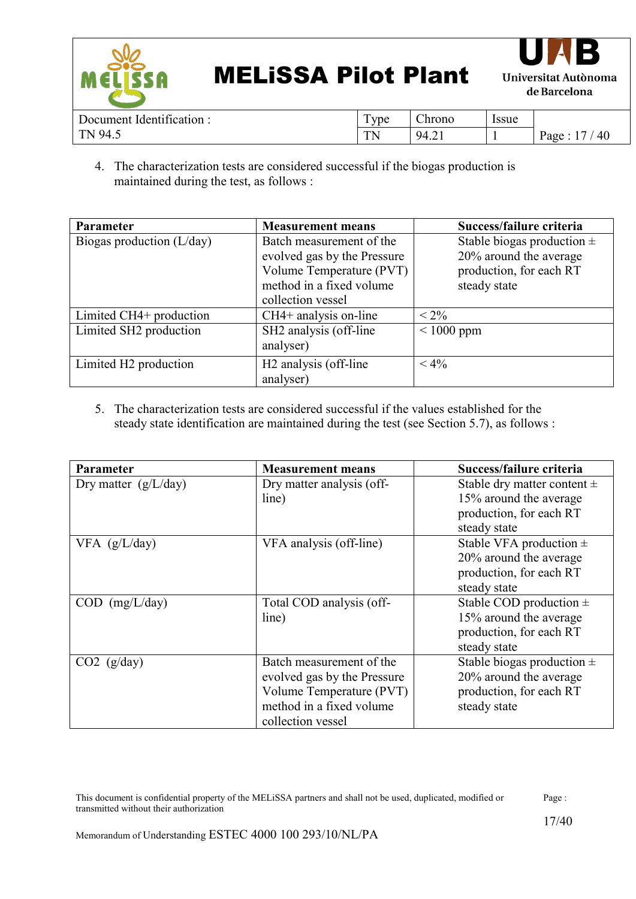4. The characterization tests are considered successful if the biogas production is maintained during the test, as follows :

| Parameter | Measurement means | Success/failure criteria |
|---|---|---|
| Biogas production (L/day) | Batch measurement of the evolved gas by the Pressure Volume Temperature (PVT) method in a fixed volume collection vessel | Stable biogas production ± 20% around the average production, for each RT steady state |
| Limited $CH_4$+ production | $CH_4$+ analysis on-line | < 2% |
| Limited $SH_2$ production | $SH_2$ analysis (off-line analyser) | < 1000 ppm |
| Limited $H_2$ production | $H_2$ analysis (off-line analyser) | < 4% |

5. The characterization tests are considered successful if the values established for the steady state identification are maintained during the test (see Section 5.7), as follows :

| Parameter | Measurement means | Success/failure criteria |
|---|---|---|
| Dry matter (g/L/day) | Dry matter analysis (off-line) | Stable dry matter content ± 15% around the average production, for each RT steady state |
| VFA (g/L/day) | VFA analysis (off-line) | Stable VFA production ± 20% around the average production, for each RT steady state |
| COD (mg/L/day) | Total COD analysis (off-line) | Stable COD production ± 15% around the average production, for each RT steady state |
| $CO_2$ (g/day) | Batch measurement of the evolved gas by the Pressure Volume Temperature (PVT) method in a fixed volume collection vessel | Stable biogas production ± 20% around the average production, for each RT steady state |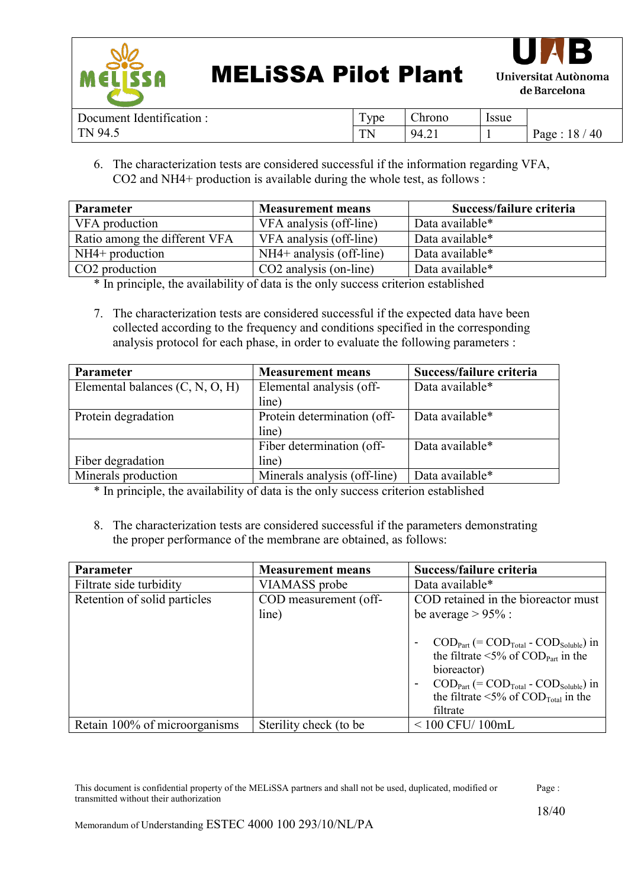6. The characterization tests are considered successful if the information regarding VFA, CO2 and NH4+ production is available during the whole test, as follows :

| Parameter | Measurement means | Success/failure criteria |
|---|---|---|
| VFA production | VFA analysis (off-line) | Data available* |
| Ratio among the different VFA | VFA analysis (off-line) | Data available* |
| NH4+ production | NH4+ analysis (off-line) | Data available* |
| CO2 production | CO2 analysis (on-line) | Data available* |

\* In principle, the availability of data is the only success criterion established

7. The characterization tests are considered successful if the expected data have been collected according to the frequency and conditions specified in the corresponding analysis protocol for each phase, in order to evaluate the following parameters :

| Parameter | Measurement means | Success/failure criteria |
|---|---|---|
| Elemental balances (C, N, O, H) | Elemental analysis (off-line) | Data available* |
| Protein degradation | Protein determination (off-line) | Data available* |
| Fiber degradation | Fiber determination (off-line) | Data available* |
| Minerals production | Minerals analysis (off-line) | Data available* |

\* In principle, the availability of data is the only success criterion established

8. The characterization tests are considered successful if the parameters demonstrating the proper performance of the membrane are obtained, as follows:

| Parameter | Measurement means | Success/failure criteria |
|---|---|---|
| Filtrate side turbidity | VIAMASS probe | Data available* |
| Retention of solid particles | COD measurement (off-line) | COD retained in the bioreactor must be average > 95% :<br>- $COD_{Part}$ (= $COD_{Total}$ - $COD_{Soluble}$) in the filtrate <5% of $COD_{Part}$ in the bioreactor)<br>- $COD_{Part}$ (= $COD_{Total}$ - $COD_{Soluble}$) in the filtrate <5% of $COD_{Total}$ in the filtrate |
| Retain 100% of microorganisms | Sterility check (to be | < 100 CFU/ 100mL |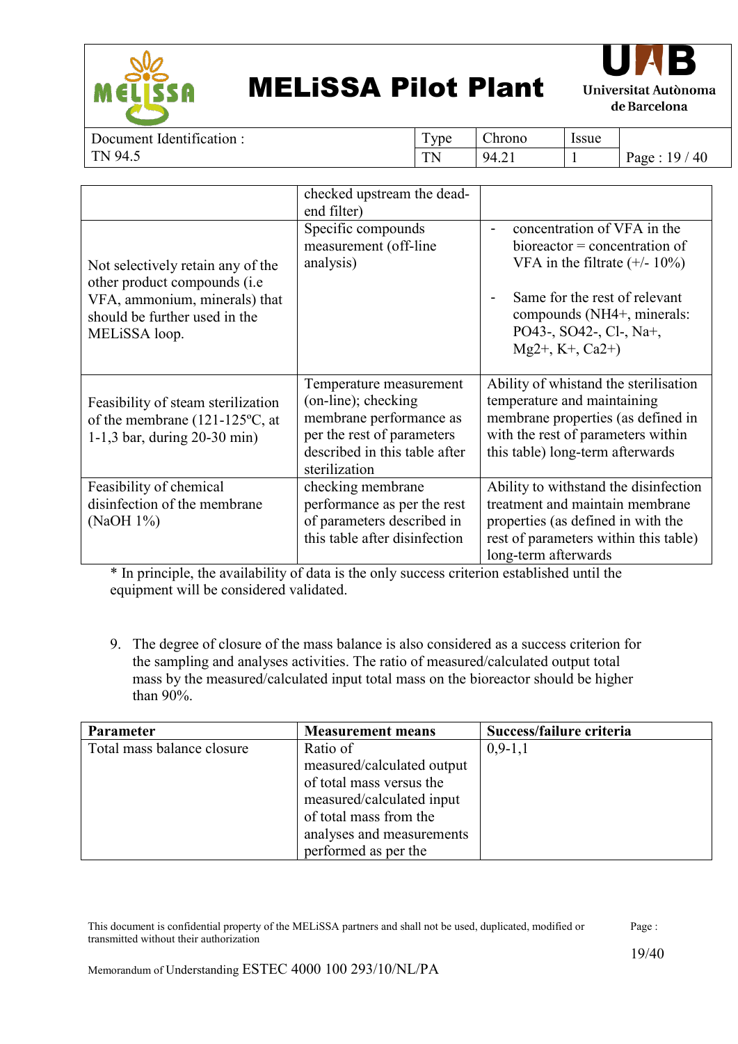| | | |
|---|---|---|
| | checked upstream the dead-end filter) | |
| Not selectively retain any of the other product compounds (i.e VFA, ammonium, minerals) that should be further used in the MELiSSA loop. | Specific compounds measurement (off-line analysis) | - concentration of VFA in the bioreactor = concentration of VFA in the filtrate (+/- 10%)<br><br>- Same for the rest of relevant compounds ($NH_4^+$, minerals: $PO_4^{3-}$, $SO_4^{2-}$, $Cl^-$, $Na^+$, $Mg^{2+}$, $K^+$, $Ca^{2+}$) |
| Feasibility of steam sterilization of the membrane (121-125ºC, at 1-1,3 bar, during 20-30 min) | Temperature measurement (on-line); checking membrane performance as per the rest of parameters described in this table after sterilization | Ability of whistand the sterilisation temperature and maintaining membrane properties (as defined in with the rest of parameters within this table) long-term afterwards |
| Feasibility of chemical disinfection of the membrane (NaOH 1%) | checking membrane performance as per the rest of parameters described in this table after disinfection | Ability to withstand the disinfection treatment and maintain membrane properties (as defined in with the rest of parameters within this table) long-term afterwards |

\* In principle, the availability of data is the only success criterion established until the equipment will be considered validated.

9. The degree of closure of the mass balance is also considered as a success criterion for the sampling and analyses activities. The ratio of measured/calculated output total mass by the measured/calculated input total mass on the bioreactor should be higher than 90%.

| **Parameter** | **Measurement means** | **Success/failure criteria** |
|---|---|---|
| Total mass balance closure | Ratio of measured/calculated output of total mass versus the measured/calculated input of total mass from the analyses and measurements performed as per the | 0,9-1,1 |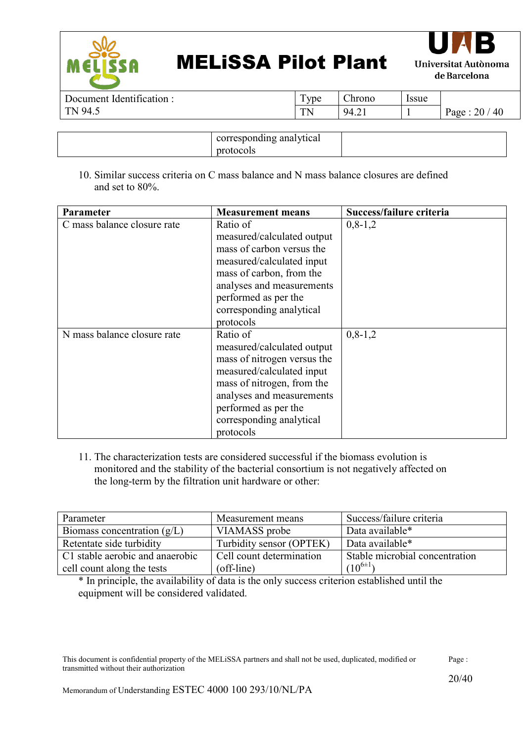| | corresponding analytical protocols | |
|---|---|---|

10. Similar success criteria on C mass balance and N mass balance closures are defined and set to 80%.

| **Parameter** | **Measurement means** | **Success/failure criteria** |
|---|---|---|
| C mass balance closure rate | Ratio of measured/calculated output mass of carbon versus the measured/calculated input mass of carbon, from the analyses and measurements performed as per the corresponding analytical protocols | 0,8-1,2 |
| N mass balance closure rate | Ratio of measured/calculated output mass of nitrogen versus the measured/calculated input mass of nitrogen, from the analyses and measurements performed as per the corresponding analytical protocols | 0,8-1,2 |

11. The characterization tests are considered successful if the biomass evolution is monitored and the stability of the bacterial consortium is not negatively affected on the long-term by the filtration unit hardware or other:

| Parameter | Measurement means | Success/failure criteria |
|---|---|---|
| Biomass concentration (g/L) | VIAMASS probe | Data available* |
| Retentate side turbidity | Turbidity sensor (OPTEK) | Data available* |
| C1 stable aerobic and anaerobic cell count along the tests | Cell count determination (off-line) | Stable microbial concentration ($10^{6\pm1}$) |

* In principle, the availability of data is the only success criterion established until the equipment will be considered validated.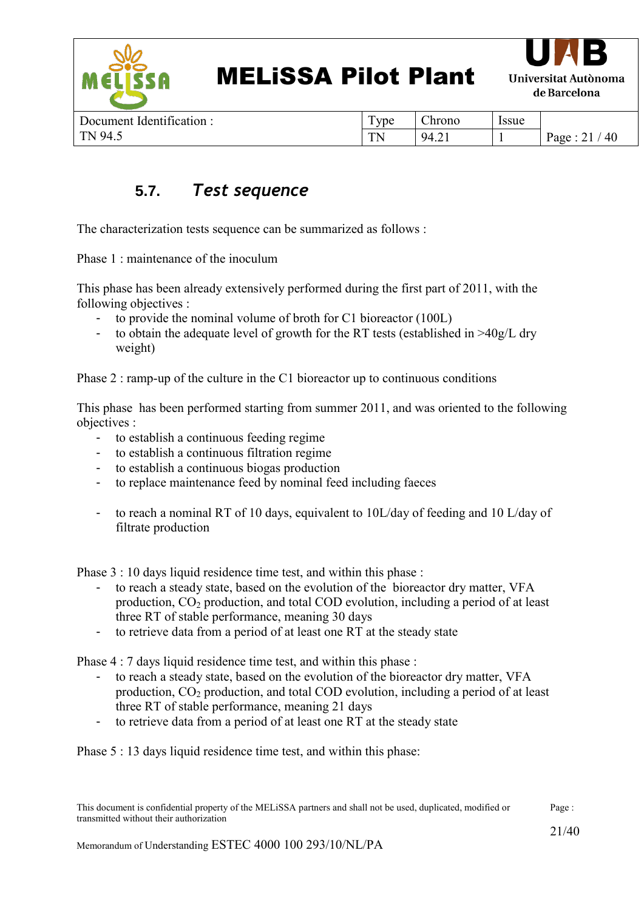## 5.7. *Test sequence*

The characterization tests sequence can be summarized as follows :

Phase 1 : maintenance of the inoculum

This phase has been already extensively performed during the first part of 2011, with the following objectives :

- to provide the nominal volume of broth for C1 bioreactor (100L)
- to obtain the adequate level of growth for the RT tests (established in >40g/L dry weight)

Phase 2 : ramp-up of the culture in the C1 bioreactor up to continuous conditions

This phase has been performed starting from summer 2011, and was oriented to the following objectives :

- to establish a continuous feeding regime
- to establish a continuous filtration regime
- to establish a continuous biogas production
- to replace maintenance feed by nominal feed including faeces

- to reach a nominal RT of 10 days, equivalent to 10L/day of feeding and 10 L/day of filtrate production

Phase 3 : 10 days liquid residence time test, and within this phase :

- to reach a steady state, based on the evolution of the bioreactor dry matter, VFA production, $CO_2$ production, and total COD evolution, including a period of at least three RT of stable performance, meaning 30 days
- to retrieve data from a period of at least one RT at the steady state

Phase 4 : 7 days liquid residence time test, and within this phase :

- to reach a steady state, based on the evolution of the bioreactor dry matter, VFA production, $CO_2$ production, and total COD evolution, including a period of at least three RT of stable performance, meaning 21 days
- to retrieve data from a period of at least one RT at the steady state

Phase 5 : 13 days liquid residence time test, and within this phase: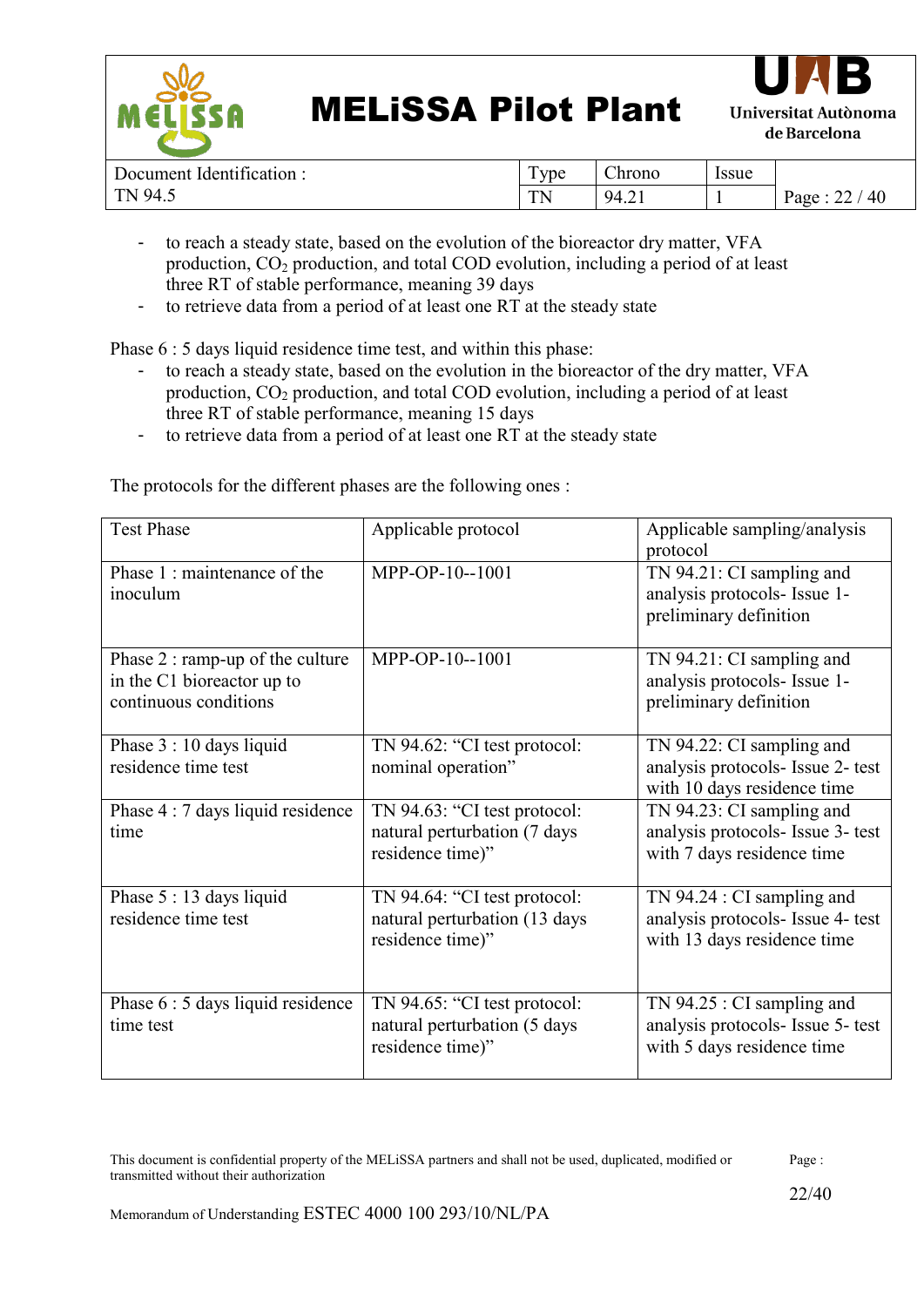- to reach a steady state, based on the evolution of the bioreactor dry matter, VFA production, $CO_2$ production, and total COD evolution, including a period of at least three RT of stable performance, meaning 39 days
- to retrieve data from a period of at least one RT at the steady state

Phase 6 : 5 days liquid residence time test, and within this phase:

- to reach a steady state, based on the evolution in the bioreactor of the dry matter, VFA production, $CO_2$ production, and total COD evolution, including a period of at least three RT of stable performance, meaning 15 days
- to retrieve data from a period of at least one RT at the steady state

The protocols for the different phases are the following ones :

| Test Phase | Applicable protocol | Applicable sampling/analysis protocol |
|---|---|---|
| Phase 1 : maintenance of the inoculum | MPP-OP-10--1001 | TN 94.21: CI sampling and analysis protocols- Issue 1- preliminary definition |
| Phase 2 : ramp-up of the culture in the C1 bioreactor up to continuous conditions | MPP-OP-10--1001 | TN 94.21: CI sampling and analysis protocols- Issue 1- preliminary definition |
| Phase 3 : 10 days liquid residence time test | TN 94.62: "CI test protocol: nominal operation" | TN 94.22: CI sampling and analysis protocols- Issue 2- test with 10 days residence time |
| Phase 4 : 7 days liquid residence time | TN 94.63: "CI test protocol: natural perturbation (7 days residence time)" | TN 94.23: CI sampling and analysis protocols- Issue 3- test with 7 days residence time |
| Phase 5 : 13 days liquid residence time test | TN 94.64: "CI test protocol: natural perturbation (13 days residence time)" | TN 94.24 : CI sampling and analysis protocols- Issue 4- test with 13 days residence time |
| Phase 6 : 5 days liquid residence time test | TN 94.65: "CI test protocol: natural perturbation (5 days residence time)" | TN 94.25 : CI sampling and analysis protocols- Issue 5- test with 5 days residence time |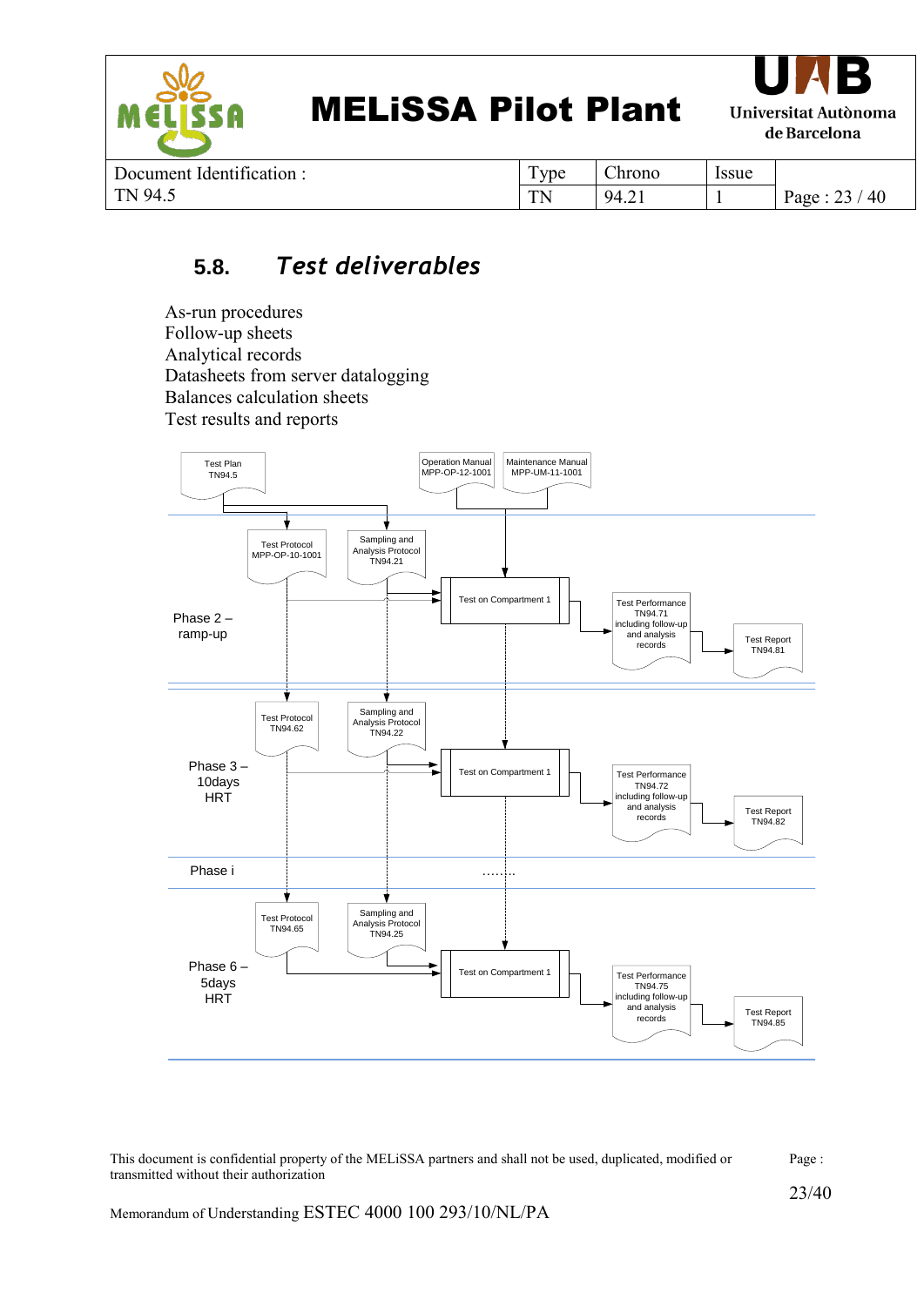## 5.8. *Test deliverables*

As-run procedures
Follow-up sheets
Analytical records
Datasheets from server datalogging
Balances calculation sheets
Test results and reports

Test Plan TN94.5

Operation Manual MPP-OP-12-1001

Maintenance Manual MPP-UM-11-1001

**Phase 2 – ramp-up**

Test Protocol MPP-OP-10-1001

Sampling and Analysis Protocol TN94.21

Test on Compartment 1

Test Performance TN94.71 including follow-up and analysis records

Test Report TN94.81

**Phase 3 – 10days HRT**

Test Protocol TN94.62

Sampling and Analysis Protocol TN94.22

Test on Compartment 1

Test Performance TN94.72 including follow-up and analysis records

Test Report TN94.82

**Phase i**

……..

**Phase 6 – 5days HRT**

Test Protocol TN94.65

Sampling and Analysis Protocol TN94.25

Test on Compartment 1

Test Performance TN94.75 including follow-up and analysis records

Test Report TN94.85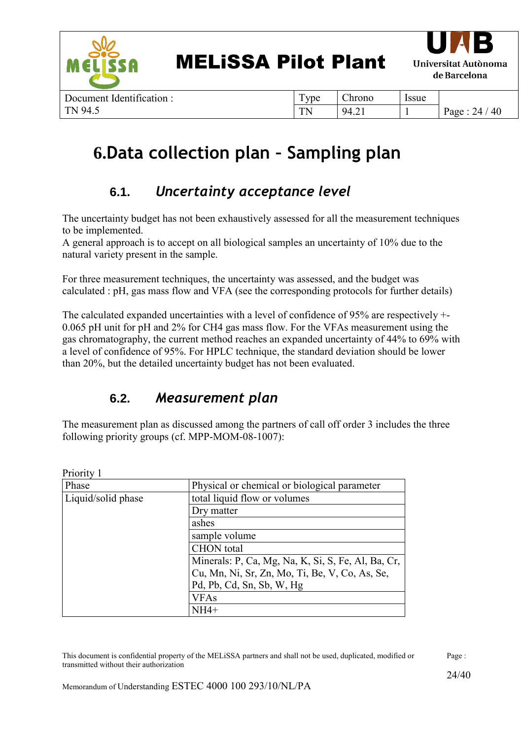# 6. Data collection plan – Sampling plan

## 6.1. *Uncertainty acceptance level*

The uncertainty budget has not been exhaustively assessed for all the measurement techniques to be implemented.
A general approach is to accept on all biological samples an uncertainty of 10% due to the natural variety present in the sample.

For three measurement techniques, the uncertainty was assessed, and the budget was calculated : pH, gas mass flow and VFA (see the corresponding protocols for further details)

The calculated expanded uncertainties with a level of confidence of 95% are respectively +-0.065 pH unit for pH and 2% for $CH_4$ gas mass flow. For the VFAs measurement using the gas chromatography, the current method reaches an expanded uncertainty of 44% to 69% with a level of confidence of 95%. For HPLC technique, the standard deviation should be lower than 20%, but the detailed uncertainty budget has not been evaluated.

## 6.2. *Measurement plan*

The measurement plan as discussed among the partners of call off order 3 includes the three following priority groups (cf. MPP-MOM-08-1007):

Priority 1

| Phase | Physical or chemical or biological parameter |
|---|---|
| Liquid/solid phase | total liquid flow or volumes |
| | Dry matter |
| | ashes |
| | sample volume |
| | CHON total |
| | Minerals: P, Ca, Mg, Na, K, Si, S, Fe, Al, Ba, Cr, Cu, Mn, Ni, Sr, Zn, Mo, Ti, Be, V, Co, As, Se, Pd, Pb, Cd, Sn, Sb, W, Hg |
| | VFAs |
| | $NH_4^+$ |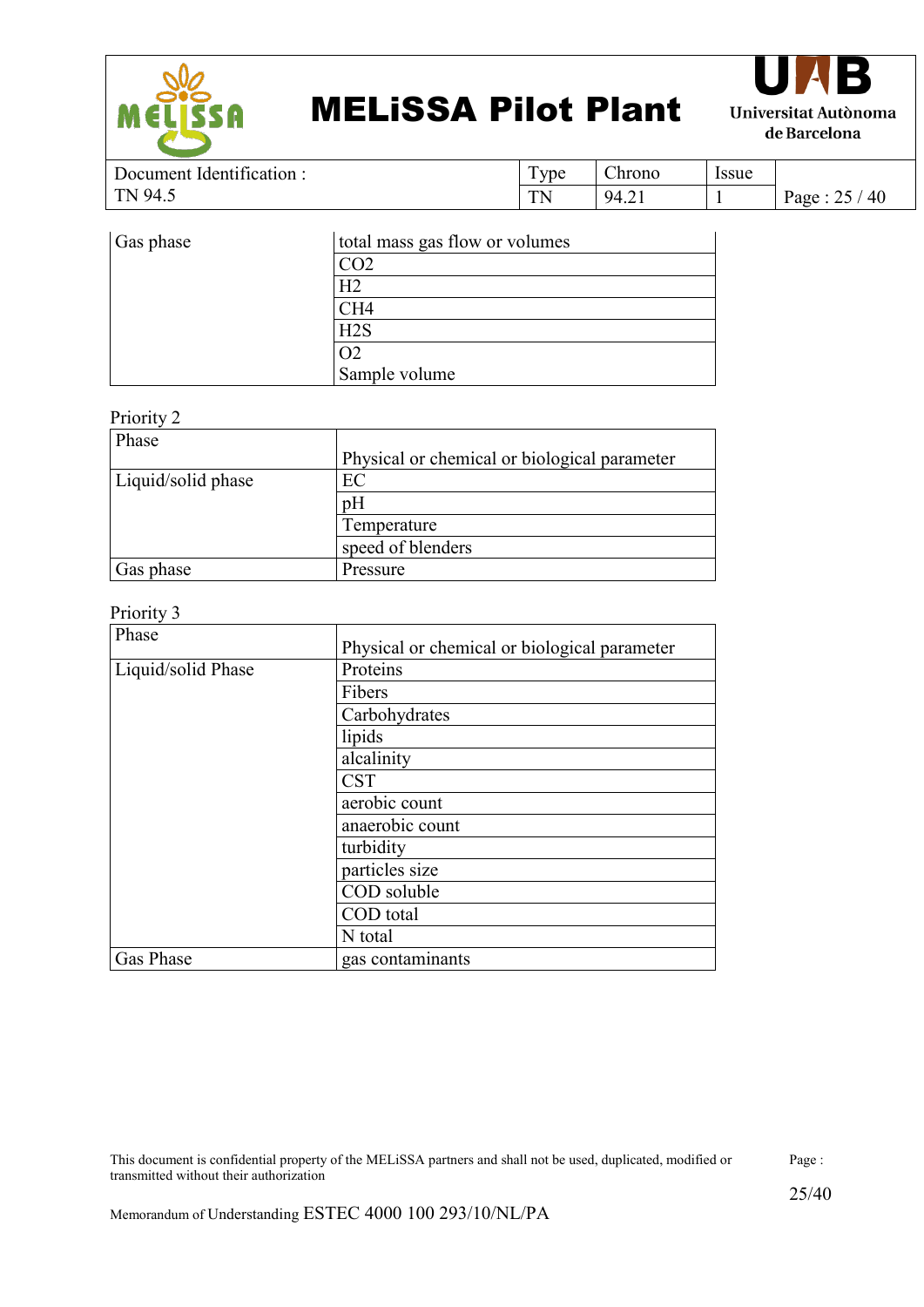| Gas phase | total mass gas flow or volumes |
| --- | --- |
| | $CO_2$ |
| | $H_2$ |
| | $CH_4$ |
| | $H_2S$ |
| | $O_2$ Sample volume |

Priority 2

| Phase | Physical or chemical or biological parameter |
| --- | --- |
| Liquid/solid phase | EC |
| | pH |
| | Temperature |
| | speed of blenders |
| Gas phase | Pressure |

Priority 3

| Phase | Physical or chemical or biological parameter |
| --- | --- |
| Liquid/solid Phase | Proteins |
| | Fibers |
| | Carbohydrates |
| | lipids |
| | alcalinity |
| | CST |
| | aerobic count |
| | anaerobic count |
| | turbidity |
| | particles size |
| | COD soluble |
| | COD total |
| | N total |
| Gas Phase | gas contaminants |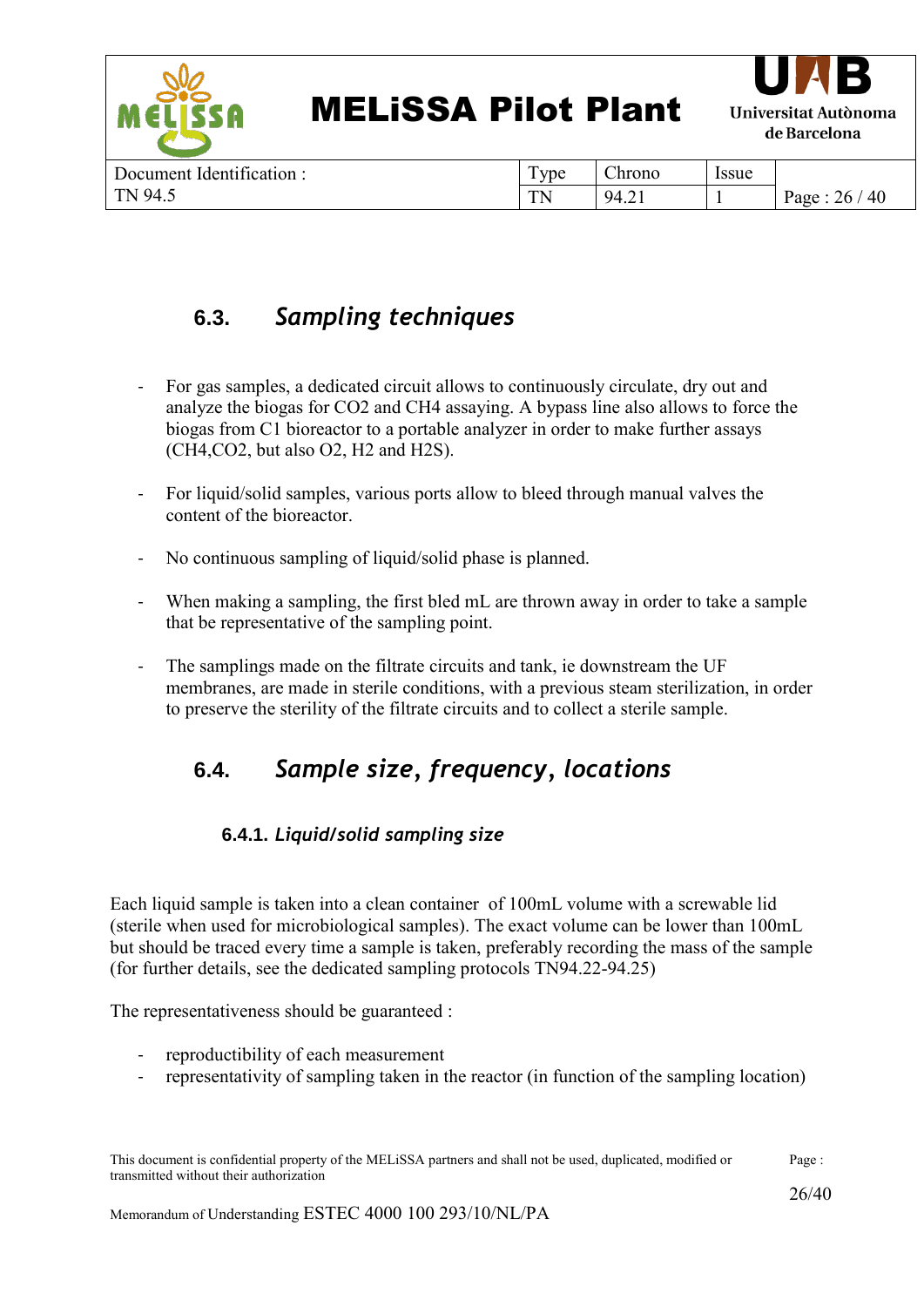## 6.3. *Sampling techniques*

- For gas samples, a dedicated circuit allows to continuously circulate, dry out and analyze the biogas for $CO_2$ and $CH_4$ assaying. A bypass line also allows to force the biogas from C1 bioreactor to a portable analyzer in order to make further assays ($CH_4$,$CO_2$, but also $O_2$, $H_2$ and $H_2S$).
- For liquid/solid samples, various ports allow to bleed through manual valves the content of the bioreactor.
- No continuous sampling of liquid/solid phase is planned.
- When making a sampling, the first bled mL are thrown away in order to take a sample that be representative of the sampling point.
- The samplings made on the filtrate circuits and tank, ie downstream the UF membranes, are made in sterile conditions, with a previous steam sterilization, in order to preserve the sterility of the filtrate circuits and to collect a sterile sample.

## 6.4. *Sample size, frequency, locations*

### 6.4.1. *Liquid/solid sampling size*

Each liquid sample is taken into a clean container of 100mL volume with a screwable lid (sterile when used for microbiological samples). The exact volume can be lower than 100mL but should be traced every time a sample is taken, preferably recording the mass of the sample (for further details, see the dedicated sampling protocols TN94.22-94.25)

The representativeness should be guaranteed :

- reproductibility of each measurement
- representativity of sampling taken in the reactor (in function of the sampling location)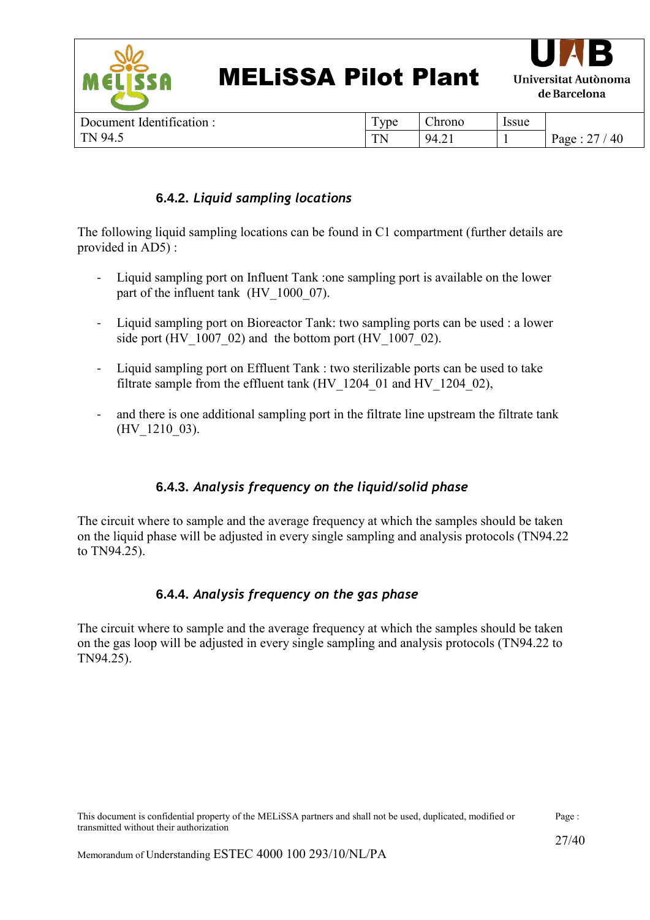#### 6.4.2. *Liquid sampling locations*

The following liquid sampling locations can be found in C1 compartment (further details are provided in AD5) :

- Liquid sampling port on Influent Tank :one sampling port is available on the lower part of the influent tank (HV_1000_07).
- Liquid sampling port on Bioreactor Tank: two sampling ports can be used : a lower side port (HV_1007_02) and the bottom port (HV_1007_02).
- Liquid sampling port on Effluent Tank : two sterilizable ports can be used to take filtrate sample from the effluent tank (HV_1204_01 and HV_1204_02),
- and there is one additional sampling port in the filtrate line upstream the filtrate tank (HV_1210_03).

#### 6.4.3. *Analysis frequency on the liquid/solid phase*

The circuit where to sample and the average frequency at which the samples should be taken on the liquid phase will be adjusted in every single sampling and analysis protocols (TN94.22 to TN94.25).

#### 6.4.4. *Analysis frequency on the gas phase*

The circuit where to sample and the average frequency at which the samples should be taken on the gas loop will be adjusted in every single sampling and analysis protocols (TN94.22 to TN94.25).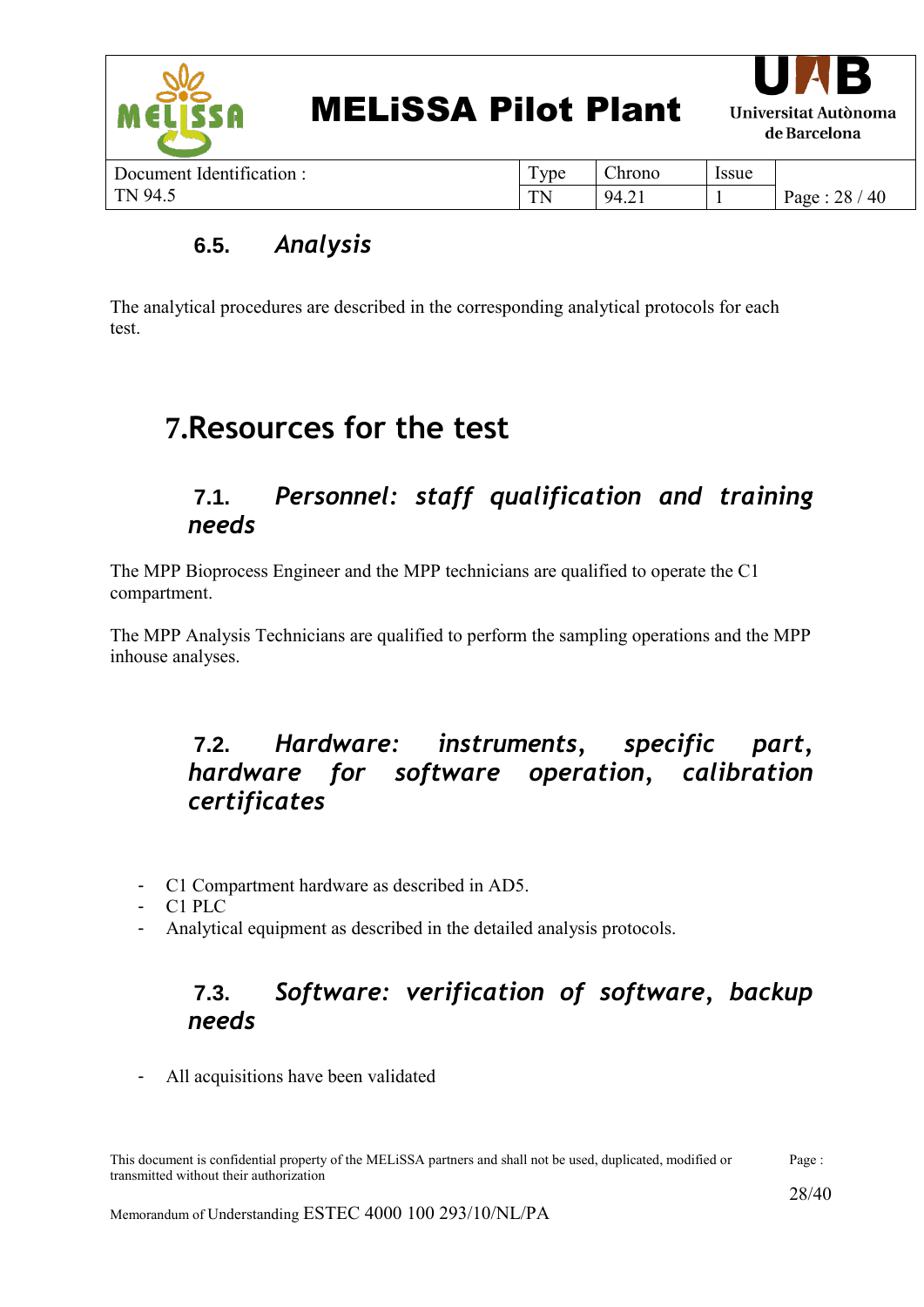### 6.5. *Analysis*

The analytical procedures are described in the corresponding analytical protocols for each test.

# 7. Resources for the test

### 7.1. *Personnel: staff qualification and training needs*

The MPP Bioprocess Engineer and the MPP technicians are qualified to operate the C1 compartment.

The MPP Analysis Technicians are qualified to perform the sampling operations and the MPP inhouse analyses.

### 7.2. *Hardware: instruments, specific part, hardware for software operation, calibration certificates*

- C1 Compartment hardware as described in AD5.
- C1 PLC
- Analytical equipment as described in the detailed analysis protocols.

### 7.3. *Software: verification of software, backup needs*

- All acquisitions have been validated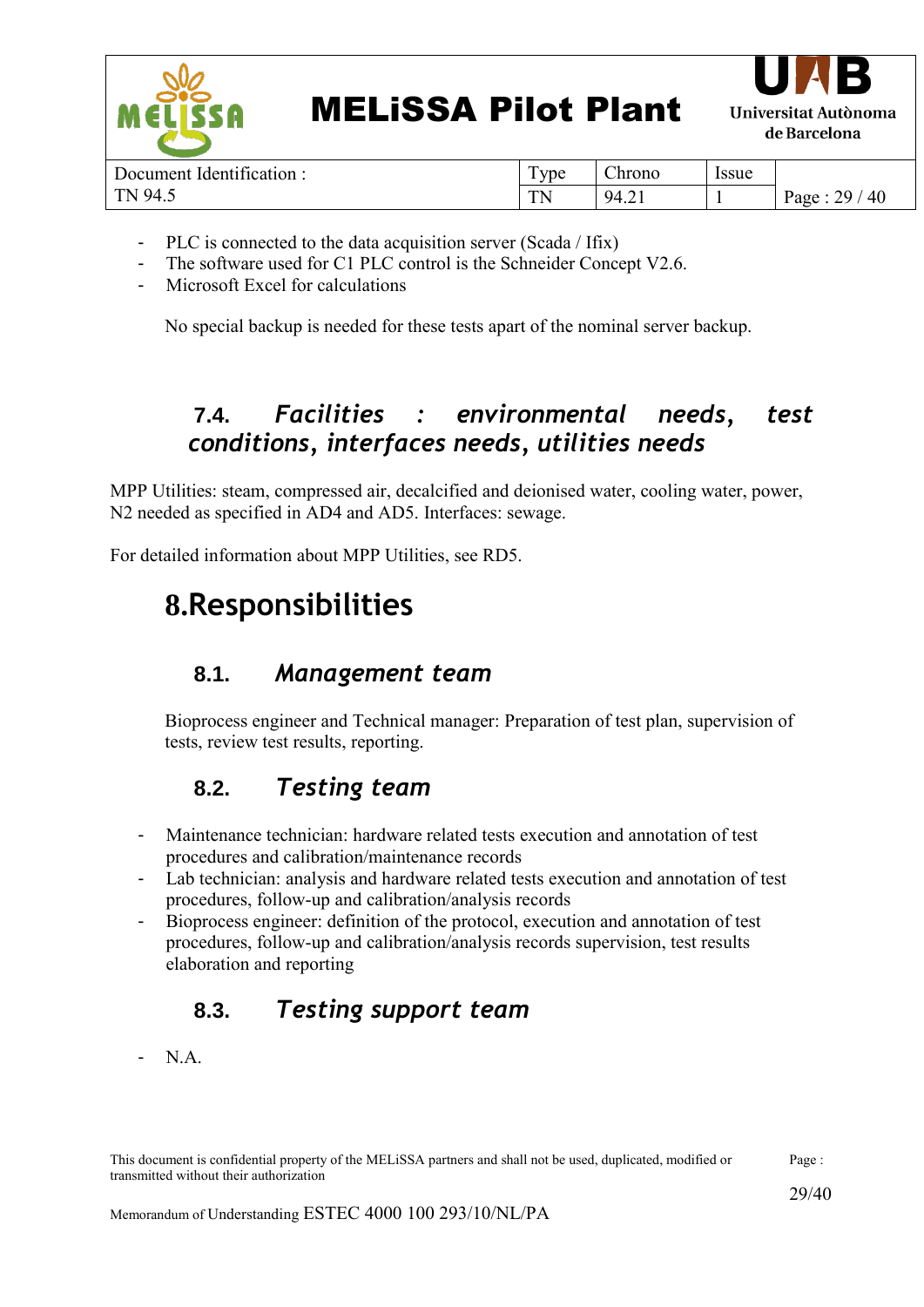- PLC is connected to the data acquisition server (Scada / Ifix)
- The software used for C1 PLC control is the Schneider Concept V2.6.
- Microsoft Excel for calculations

No special backup is needed for these tests apart of the nominal server backup.

### 7.4. *Facilities : environmental needs, test conditions, interfaces needs, utilities needs*

MPP Utilities: steam, compressed air, decalcified and deionised water, cooling water, power, N2 needed as specified in AD4 and AD5. Interfaces: sewage.

For detailed information about MPP Utilities, see RD5.

# 8.Responsibilities

### 8.1. *Management team*

Bioprocess engineer and Technical manager: Preparation of test plan, supervision of tests, review test results, reporting.

### 8.2. *Testing team*

- Maintenance technician: hardware related tests execution and annotation of test procedures and calibration/maintenance records
- Lab technician: analysis and hardware related tests execution and annotation of test procedures, follow-up and calibration/analysis records
- Bioprocess engineer: definition of the protocol, execution and annotation of test procedures, follow-up and calibration/analysis records supervision, test results elaboration and reporting

### 8.3. *Testing support team*

- N.A.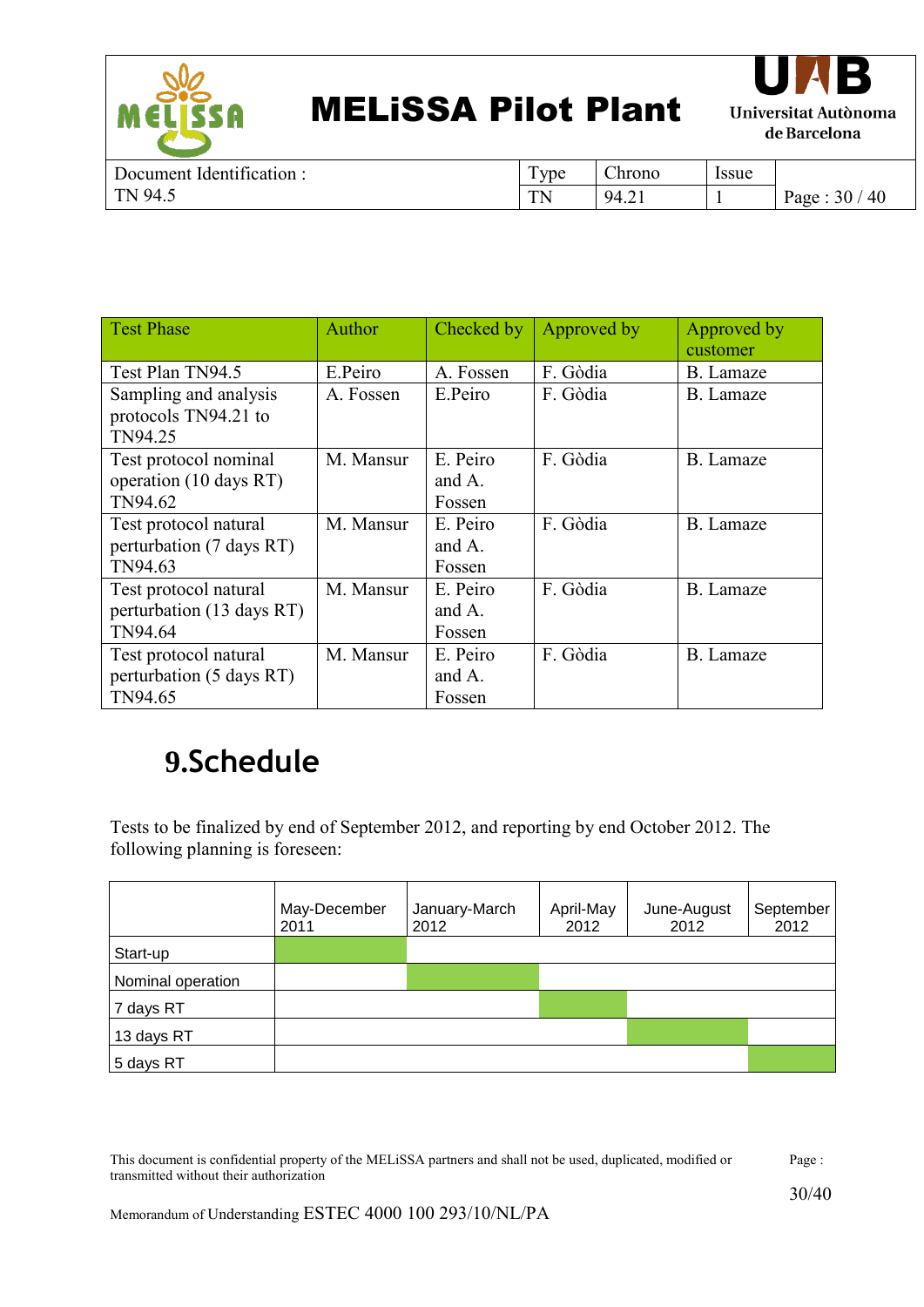| Test Phase | Author | Checked by | Approved by | Approved by customer |
|---|---|---|---|---|
| Test Plan TN94.5 | E.Peiro | A. Fossen | F. Gòdia | B. Lamaze |
| Sampling and analysis protocols TN94.21 to TN94.25 | A. Fossen | E.Peiro | F. Gòdia | B. Lamaze |
| Test protocol nominal operation (10 days RT) TN94.62 | M. Mansur | E. Peiro and A. Fossen | F. Gòdia | B. Lamaze |
| Test protocol natural perturbation (7 days RT) TN94.63 | M. Mansur | E. Peiro and A. Fossen | F. Gòdia | B. Lamaze |
| Test protocol natural perturbation (13 days RT) TN94.64 | M. Mansur | E. Peiro and A. Fossen | F. Gòdia | B. Lamaze |
| Test protocol natural perturbation (5 days RT) TN94.65 | M. Mansur | E. Peiro and A. Fossen | F. Gòdia | B. Lamaze |

# 9.Schedule

Tests to be finalized by end of September 2012, and reporting by end October 2012. The following planning is foreseen:

| | May-December 2011 | January-March 2012 | April-May 2012 | June-August 2012 | September 2012 |
|---|---|---|---|---|---|
| Start-up | ■ | | | | |
| Nominal operation | | ■ | | | |
| 7 days RT | | | ■ | | |
| 13 days RT | | | | ■ | |
| 5 days RT | | | | | ■ |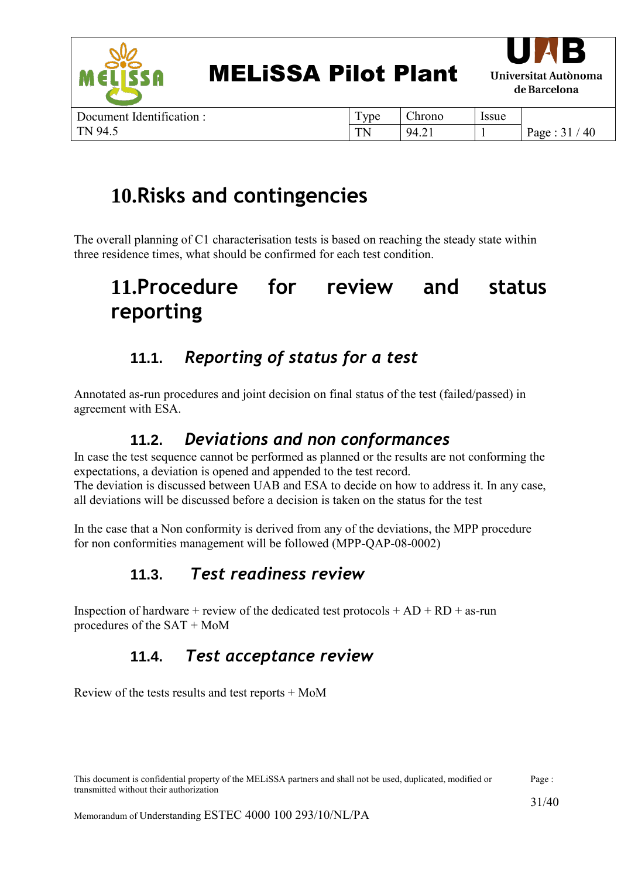# 10.Risks and contingencies

The overall planning of C1 characterisation tests is based on reaching the steady state within three residence times, what should be confirmed for each test condition.

# 11.Procedure for review and status reporting

## 11.1. *Reporting of status for a test*

Annotated as-run procedures and joint decision on final status of the test (failed/passed) in agreement with ESA.

## 11.2. *Deviations and non conformances*

In case the test sequence cannot be performed as planned or the results are not conforming the expectations, a deviation is opened and appended to the test record.
The deviation is discussed between UAB and ESA to decide on how to address it. In any case, all deviations will be discussed before a decision is taken on the status for the test

In the case that a Non conformity is derived from any of the deviations, the MPP procedure for non conformities management will be followed (MPP-QAP-08-0002)

## 11.3. *Test readiness review*

Inspection of hardware + review of the dedicated test protocols + AD + RD + as-run procedures of the SAT + MoM

## 11.4. *Test acceptance review*

Review of the tests results and test reports + MoM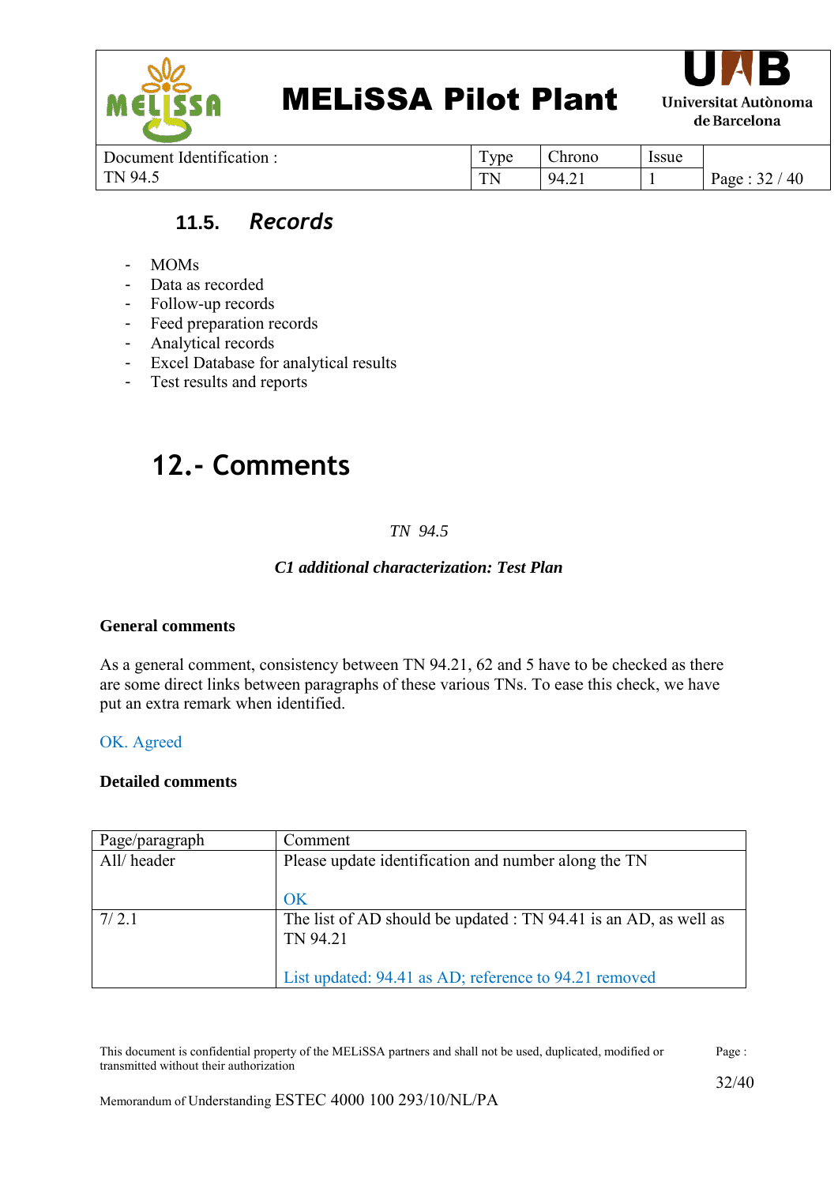### 11.5. *Records*

- MOMs
- Data as recorded
- Follow-up records
- Feed preparation records
- Analytical records
- Excel Database for analytical results
- Test results and reports

# 12.- Comments

*TN 94.5*

***C1 additional characterization: Test Plan***

**General comments**

As a general comment, consistency between TN 94.21, 62 and 5 have to be checked as there are some direct links between paragraphs of these various TNs. To ease this check, we have put an extra remark when identified.

OK. Agreed

**Detailed comments**

| Page/paragraph | Comment |
|---|---|
| All/ header | Please update identification and number along the TN<br><br>OK |
| 7/ 2.1 | The list of AD should be updated : TN 94.41 is an AD, as well as TN 94.21<br><br>List updated: 94.41 as AD; reference to 94.21 removed |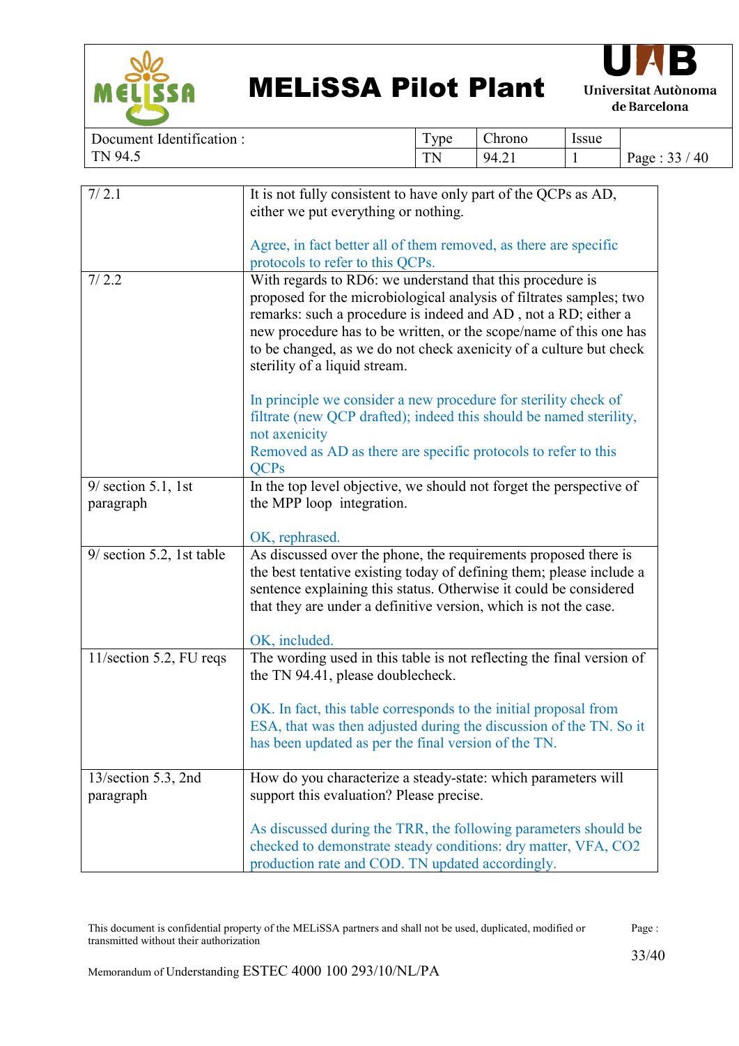| | |
|---|---|
| 7/ 2.1 | It is not fully consistent to have only part of the QCPs as AD, either we put everything or nothing.<br><br>Agree, in fact better all of them removed, as there are specific protocols to refer to this QCPs. |
| 7/ 2.2 | With regards to RD6: we understand that this procedure is proposed for the microbiological analysis of filtrates samples; two remarks: such a procedure is indeed and AD , not a RD; either a new procedure has to be written, or the scope/name of this one has to be changed, as we do not check axenicity of a culture but check sterility of a liquid stream.<br><br>In principle we consider a new procedure for sterility check of filtrate (new QCP drafted); indeed this should be named sterility, not axenicity<br>Removed as AD as there are specific protocols to refer to this QCPs |
| 9/ section 5.1, 1st paragraph | In the top level objective, we should not forget the perspective of the MPP loop integration.<br><br>OK, rephrased. |
| 9/ section 5.2, 1st table | As discussed over the phone, the requirements proposed there is the best tentative existing today of defining them; please include a sentence explaining this status. Otherwise it could be considered that they are under a definitive version, which is not the case.<br><br>OK, included. |
| 11/section 5.2, FU reqs | The wording used in this table is not reflecting the final version of the TN 94.41, please doublecheck.<br><br>OK. In fact, this table corresponds to the initial proposal from ESA, that was then adjusted during the discussion of the TN. So it has been updated as per the final version of the TN. |
| 13/section 5.3, 2nd paragraph | How do you characterize a steady-state: which parameters will support this evaluation? Please precise.<br><br>As discussed during the TRR, the following parameters should be checked to demonstrate steady conditions: dry matter, VFA, $CO_2$ production rate and COD. TN updated accordingly. |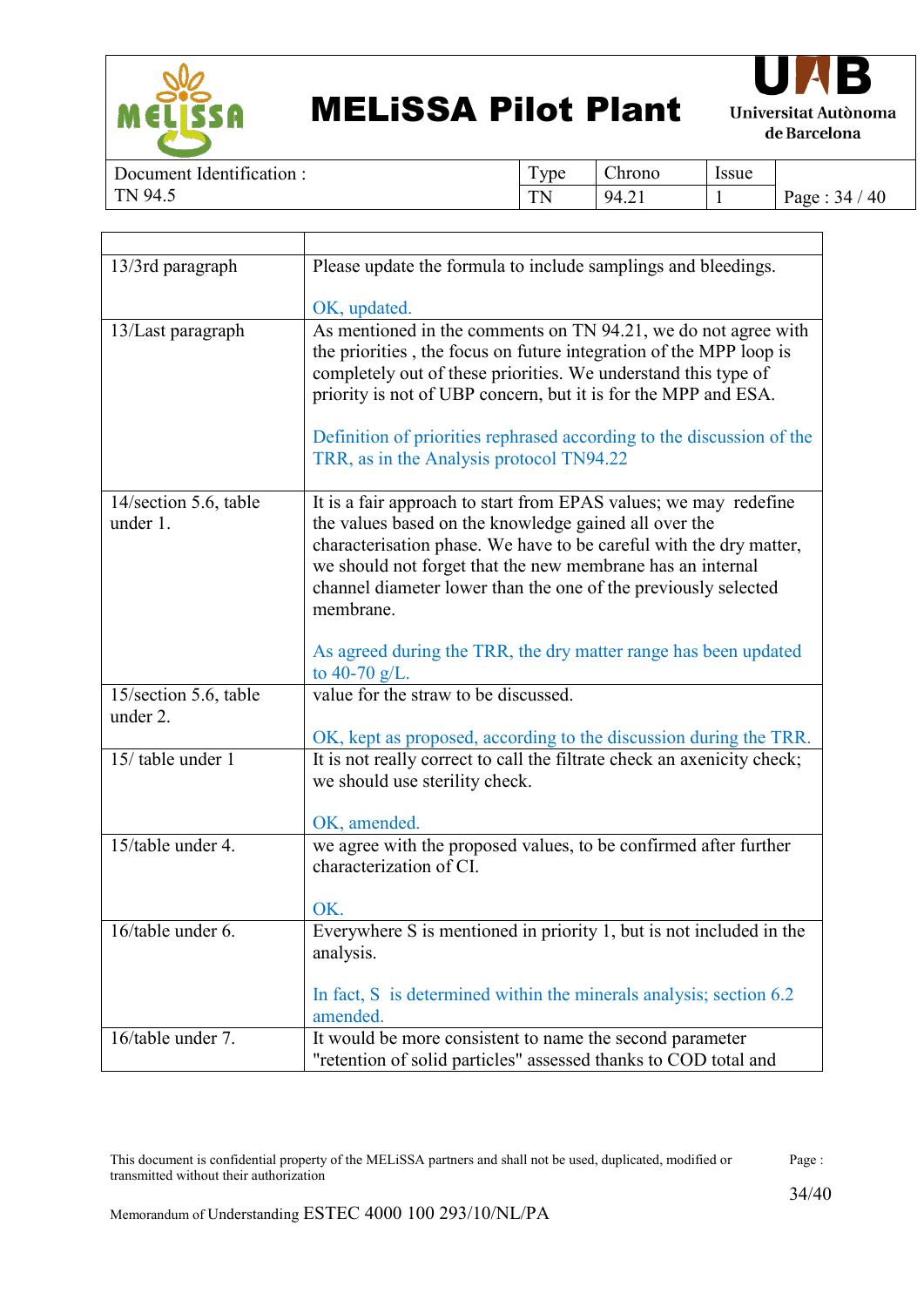| | |
|---|---|
| 13/3rd paragraph | Please update the formula to include samplings and bleedings.<br><br>OK, updated. |
| 13/Last paragraph | As mentioned in the comments on TN 94.21, we do not agree with the priorities , the focus on future integration of the MPP loop is completely out of these priorities. We understand this type of priority is not of UBP concern, but it is for the MPP and ESA.<br><br>Definition of priorities rephrased according to the discussion of the TRR, as in the Analysis protocol TN94.22 |
| 14/section 5.6, table under 1. | It is a fair approach to start from EPAS values; we may redefine the values based on the knowledge gained all over the characterisation phase. We have to be careful with the dry matter, we should not forget that the new membrane has an internal channel diameter lower than the one of the previously selected membrane.<br><br>As agreed during the TRR, the dry matter range has been updated to 40-70 g/L. |
| 15/section 5.6, table under 2. | value for the straw to be discussed.<br><br>OK, kept as proposed, according to the discussion during the TRR. |
| 15/ table under 1 | It is not really correct to call the filtrate check an axenicity check; we should use sterility check.<br><br>OK, amended. |
| 15/table under 4. | we agree with the proposed values, to be confirmed after further characterization of CI.<br><br>OK. |
| 16/table under 6. | Everywhere S is mentioned in priority 1, but is not included in the analysis.<br><br>In fact, S is determined within the minerals analysis; section 6.2 amended. |
| 16/table under 7. | It would be more consistent to name the second parameter "retention of solid particles" assessed thanks to COD total and |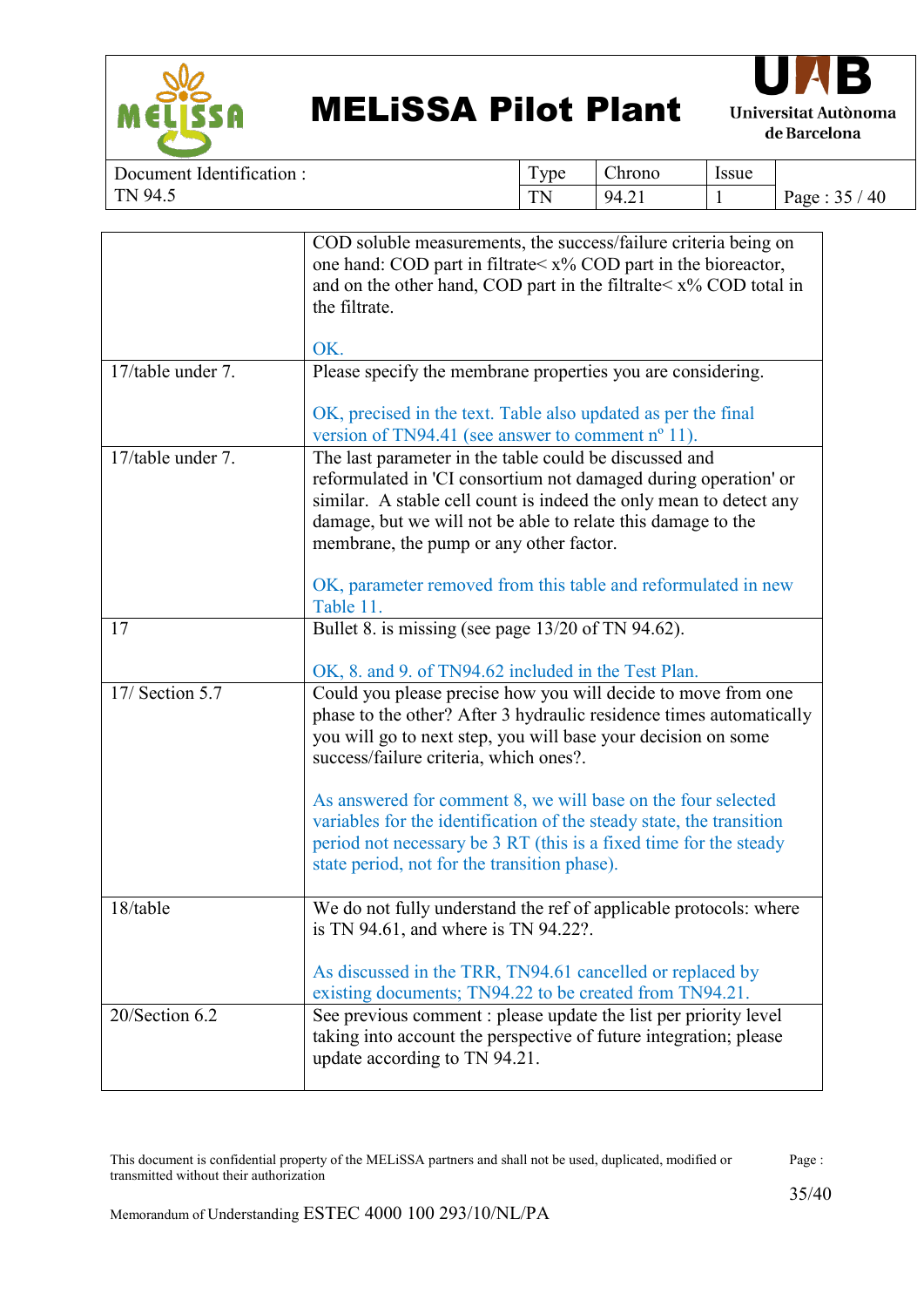| | |
|---|---|
| | COD soluble measurements, the success/failure criteria being on one hand: COD part in filtrate< x% COD part in the bioreactor, and on the other hand, COD part in the filtralte< x% COD total in the filtrate.<br><br>OK. |
| 17/table under 7. | Please specify the membrane properties you are considering.<br><br>OK, precised in the text. Table also updated as per the final version of TN94.41 (see answer to comment nº 11). |
| 17/table under 7. | The last parameter in the table could be discussed and reformulated in 'CI consortium not damaged during operation' or similar. A stable cell count is indeed the only mean to detect any damage, but we will not be able to relate this damage to the membrane, the pump or any other factor.<br><br>OK, parameter removed from this table and reformulated in new Table 11. |
| 17 | Bullet 8. is missing (see page 13/20 of TN 94.62).<br><br>OK, 8. and 9. of TN94.62 included in the Test Plan. |
| 17/ Section 5.7 | Could you please precise how you will decide to move from one phase to the other? After 3 hydraulic residence times automatically you will go to next step, you will base your decision on some success/failure criteria, which ones?.<br><br>As answered for comment 8, we will base on the four selected variables for the identification of the steady state, the transition period not necessary be 3 RT (this is a fixed time for the steady state period, not for the transition phase). |
| 18/table | We do not fully understand the ref of applicable protocols: where is TN 94.61, and where is TN 94.22?.<br><br>As discussed in the TRR, TN94.61 cancelled or replaced by existing documents; TN94.22 to be created from TN94.21. |
| 20/Section 6.2 | See previous comment : please update the list per priority level taking into account the perspective of future integration; please update according to TN 94.21. |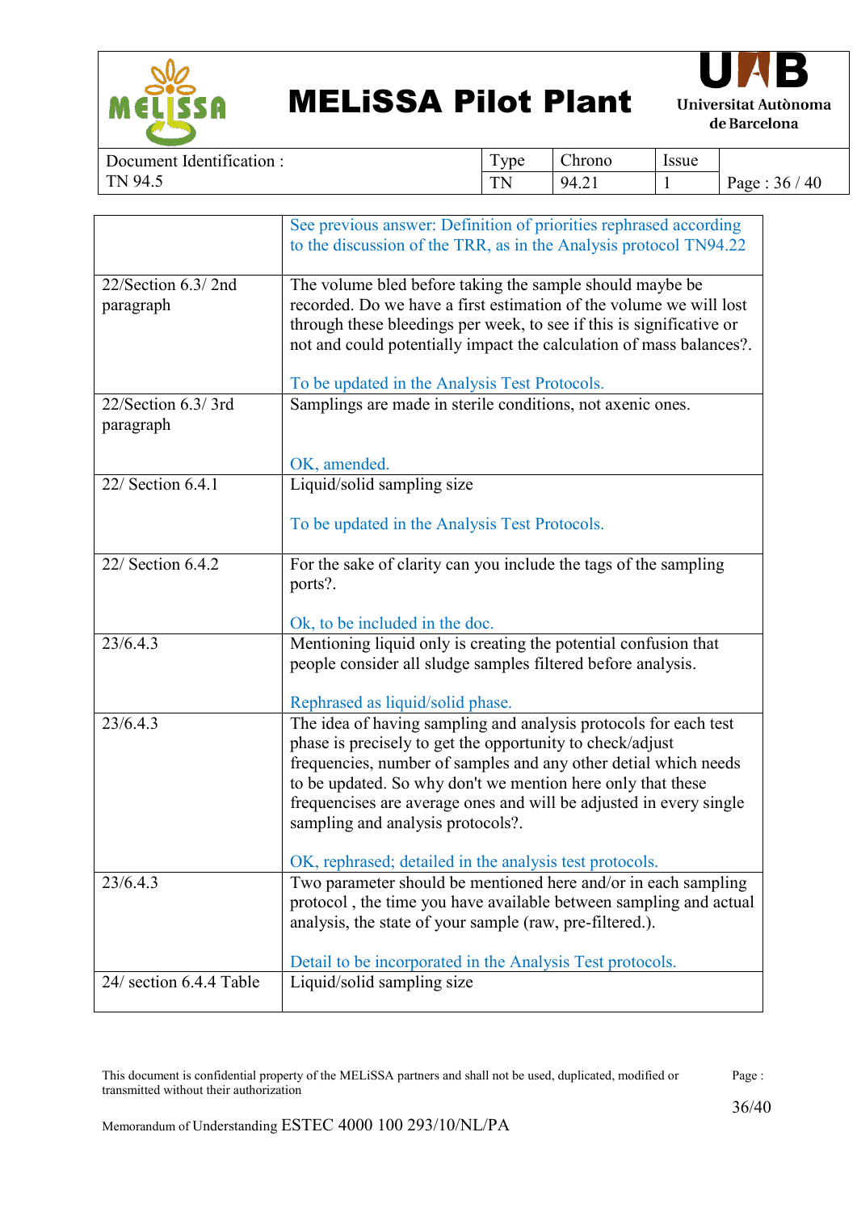| | |
|---|---|
| | See previous answer: Definition of priorities rephrased according to the discussion of the TRR, as in the Analysis protocol TN94.22 |
| 22/Section 6.3/ 2nd paragraph | The volume bled before taking the sample should maybe be recorded. Do we have a first estimation of the volume we will lost through these bleedings per week, to see if this is significative or not and could potentially impact the calculation of mass balances?.<br><br>To be updated in the Analysis Test Protocols. |
| 22/Section 6.3/ 3rd paragraph | Samplings are made in sterile conditions, not axenic ones.<br><br>OK, amended. |
| 22/ Section 6.4.1 | Liquid/solid sampling size<br><br>To be updated in the Analysis Test Protocols. |
| 22/ Section 6.4.2 | For the sake of clarity can you include the tags of the sampling ports?.<br><br>Ok, to be included in the doc. |
| 23/6.4.3 | Mentioning liquid only is creating the potential confusion that people consider all sludge samples filtered before analysis.<br><br>Rephrased as liquid/solid phase. |
| 23/6.4.3 | The idea of having sampling and analysis protocols for each test phase is precisely to get the opportunity to check/adjust frequencies, number of samples and any other detial which needs to be updated. So why don't we mention here only that these frequencises are average ones and will be adjusted in every single sampling and analysis protocols?.<br><br>OK, rephrased; detailed in the analysis test protocols. |
| 23/6.4.3 | Two parameter should be mentioned here and/or in each sampling protocol , the time you have available between sampling and actual analysis, the state of your sample (raw, pre-filtered.).<br><br>Detail to be incorporated in the Analysis Test protocols. |
| 24/ section 6.4.4 Table | Liquid/solid sampling size |

This document is confidential property of the MELiSSA partners and shall not be used, duplicated, modified or transmitted without their authorization

Memorandum of Understanding ESTEC 4000 100 293/10/NL/PA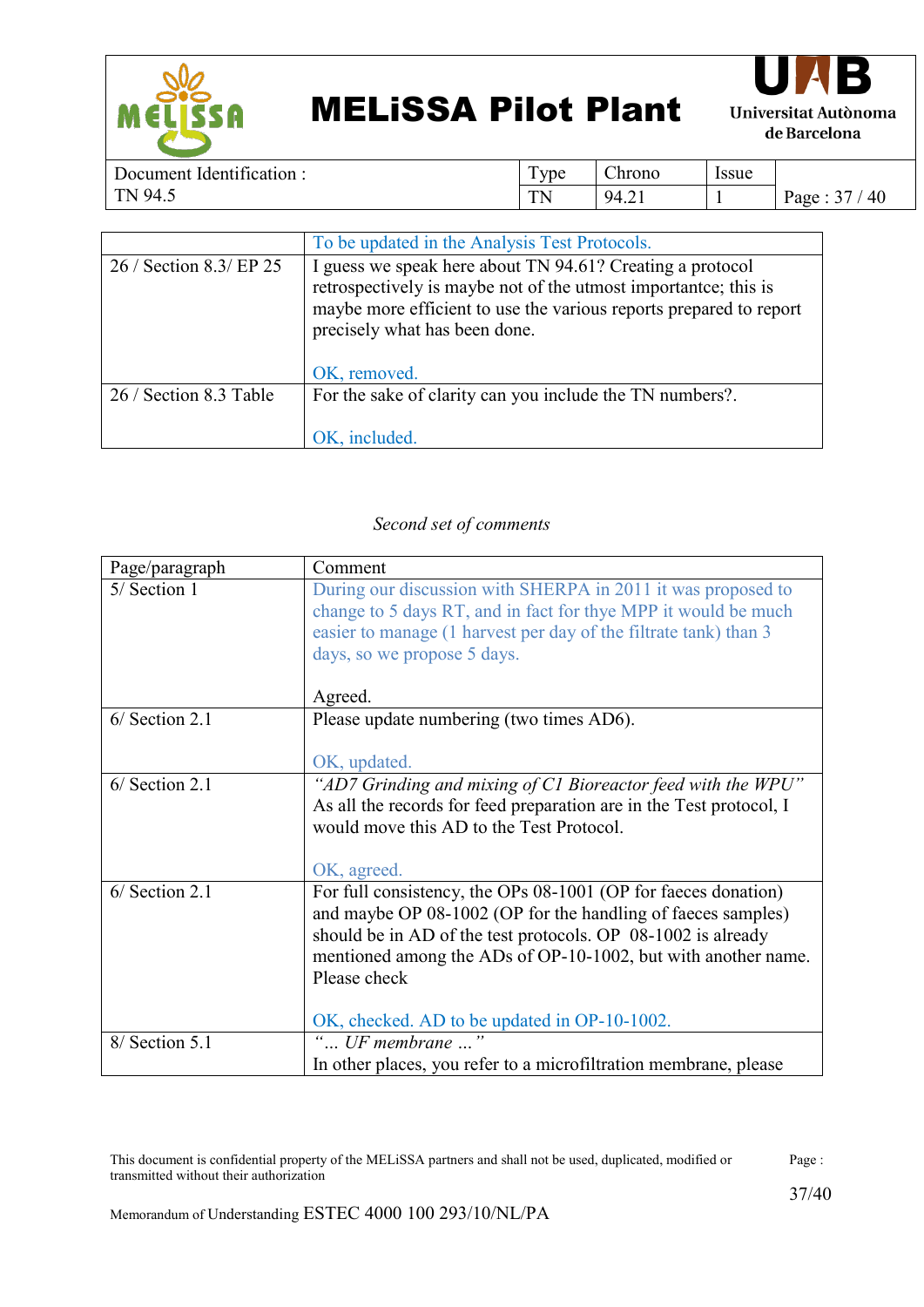|  | To be updated in the Analysis Test Protocols. |
|---|---|
| 26 / Section 8.3/ EP 25 | I guess we speak here about TN 94.61? Creating a protocol retrospectively is maybe not of the utmost importantce; this is maybe more efficient to use the various reports prepared to report precisely what has been done.<br><br>OK, removed. |
| 26 / Section 8.3 Table | For the sake of clarity can you include the TN numbers?.<br><br>OK, included. |

*Second set of comments*

| Page/paragraph | Comment |
|---|---|
| 5/ Section 1 | During our discussion with SHERPA in 2011 it was proposed to change to 5 days RT, and in fact for thye MPP it would be much easier to manage (1 harvest per day of the filtrate tank) than 3 days, so we propose 5 days.<br><br>Agreed. |
| 6/ Section 2.1 | Please update numbering (two times AD6).<br><br>OK, updated. |
| 6/ Section 2.1 | *"AD7 Grinding and mixing of C1 Bioreactor feed with the WPU"*<br>As all the records for feed preparation are in the Test protocol, I would move this AD to the Test Protocol.<br><br>OK, agreed. |
| 6/ Section 2.1 | For full consistency, the OPs 08-1001 (OP for faeces donation) and maybe OP 08-1002 (OP for the handling of faeces samples) should be in AD of the test protocols. OP 08-1002 is already mentioned among the ADs of OP-10-1002, but with another name. Please check<br><br>OK, checked. AD to be updated in OP-10-1002. |
| 8/ Section 5.1 | *"… UF membrane …"*<br>In other places, you refer to a microfiltration membrane, please |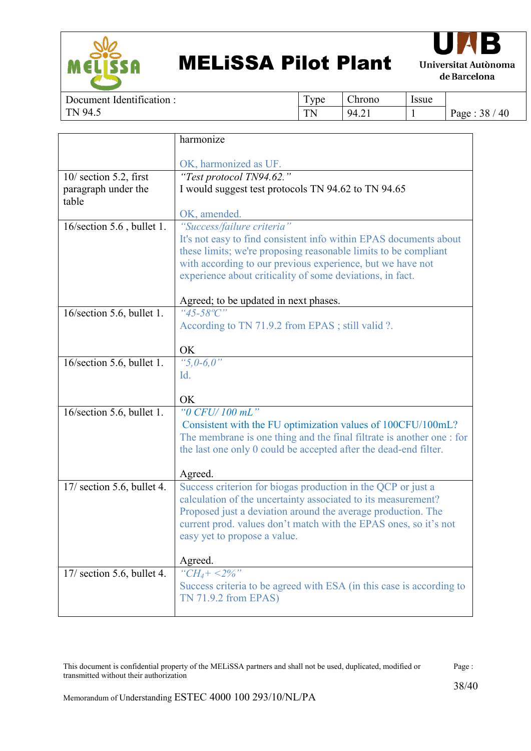| | |
|---|---|
| | harmonize<br><br>OK, harmonized as UF. |
| 10/ section 5.2, first paragraph under the table | *"Test protocol TN94.62."*<br>I would suggest test protocols TN 94.62 to TN 94.65<br><br>OK, amended. |
| 16/section 5.6 , bullet 1. | *"Success/failure criteria"*<br>It's not easy to find consistent info within EPAS documents about these limits; we're proposing reasonable limits to be compliant with according to our previous experience, but we have not experience about criticality of some deviations, in fact.<br><br>Agreed; to be updated in next phases. |
| 16/section 5.6, bullet 1. | *"45-58ºC"*<br>According to TN 71.9.2 from EPAS ; still valid ?.<br><br>OK |
| 16/section 5.6, bullet 1. | *"5,0-6,0"*<br>Id.<br><br>OK |
| 16/section 5.6, bullet 1. | *"0 CFU/ 100 mL"*<br>Consistent with the FU optimization values of 100CFU/100mL?<br>The membrane is one thing and the final filtrate is another one : for the last one only 0 could be accepted after the dead-end filter.<br><br>Agreed. |
| 17/ section 5.6, bullet 4. | Success criterion for biogas production in the QCP or just a calculation of the uncertainty associated to its measurement?<br>Proposed just a deviation around the average production. The current prod. values don't match with the EPAS ones, so it's not easy yet to propose a value.<br><br>Agreed. |
| 17/ section 5.6, bullet 4. | *"$CH_4$+ <2%"*<br>Success criteria to be agreed with ESA (in this case is according to TN 71.9.2 from EPAS) |

This document is confidential property of the MELiSSA partners and shall not be used, duplicated, modified or transmitted without their authorization

Memorandum of Understanding ESTEC 4000 100 293/10/NL/PA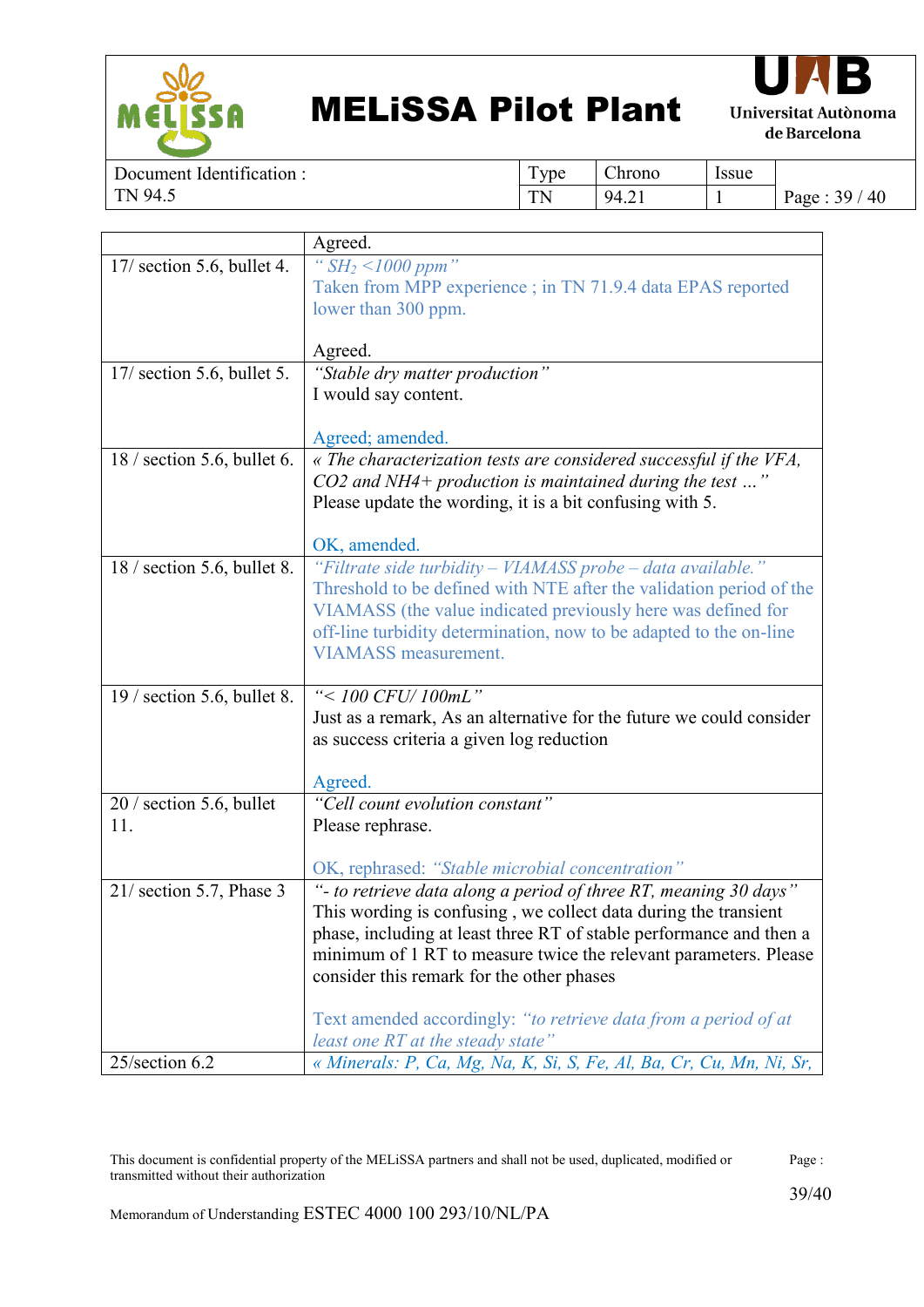|  |  |
|---|---|
|  | Agreed. |
| 17/ section 5.6, bullet 4. | *" $SH_2$ <1000 ppm"*<br>Taken from MPP experience ; in TN 71.9.4 data EPAS reported lower than 300 ppm.<br><br>Agreed. |
| 17/ section 5.6, bullet 5. | *"Stable dry matter production"*<br>I would say content.<br><br>Agreed; amended. |
| 18 / section 5.6, bullet 6. | *« The characterization tests are considered successful if the VFA, CO2 and NH4+ production is maintained during the test …"*<br>Please update the wording, it is a bit confusing with 5.<br><br>OK, amended. |
| 18 / section 5.6, bullet 8. | *"Filtrate side turbidity – VIAMASS probe – data available."*<br>Threshold to be defined with NTE after the validation period of the VIAMASS (the value indicated previously here was defined for off-line turbidity determination, now to be adapted to the on-line VIAMASS measurement. |
| 19 / section 5.6, bullet 8. | *"< 100 CFU/ 100mL"*<br>Just as a remark, As an alternative for the future we could consider as success criteria a given log reduction<br><br>Agreed. |
| 20 / section 5.6, bullet 11. | *"Cell count evolution constant"*<br>Please rephrase.<br><br>OK, rephrased: *"Stable microbial concentration"* |
| 21/ section 5.7, Phase 3 | *"- to retrieve data along a period of three RT, meaning 30 days"*<br>This wording is confusing , we collect data during the transient phase, including at least three RT of stable performance and then a minimum of 1 RT to measure twice the relevant parameters. Please consider this remark for the other phases<br><br>Text amended accordingly: *"to retrieve data from a period of at least one RT at the steady state"* |
| 25/section 6.2 | *« Minerals: P, Ca, Mg, Na, K, Si, S, Fe, Al, Ba, Cr, Cu, Mn, Ni, Sr,* |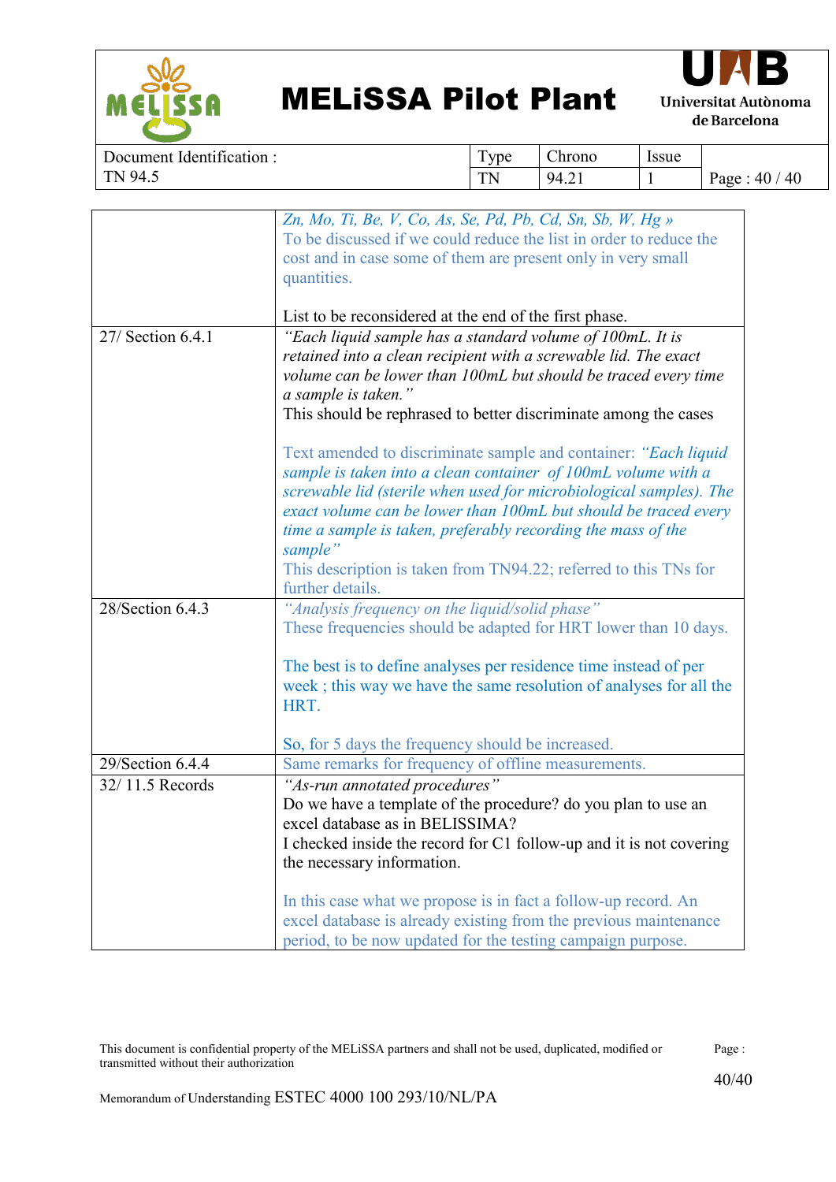| | |
|---|---|
| | *Zn, Mo, Ti, Be, V, Co, As, Se, Pd, Pb, Cd, Sn, Sb, W, Hg »*<br>To be discussed if we could reduce the list in order to reduce the cost and in case some of them are present only in very small quantities.<br><br>List to be reconsidered at the end of the first phase. |
| 27/ Section 6.4.1 | *"Each liquid sample has a standard volume of 100mL. It is retained into a clean recipient with a screwable lid. The exact volume can be lower than 100mL but should be traced every time a sample is taken."*<br>This should be rephrased to better discriminate among the cases<br><br>Text amended to discriminate sample and container: *"Each liquid sample is taken into a clean container of 100mL volume with a screwable lid (sterile when used for microbiological samples). The exact volume can be lower than 100mL but should be traced every time a sample is taken, preferably recording the mass of the sample"*<br>This description is taken from TN94.22; referred to this TNs for further details. |
| 28/Section 6.4.3 | *"Analysis frequency on the liquid/solid phase"*<br>These frequencies should be adapted for HRT lower than 10 days.<br><br>The best is to define analyses per residence time instead of per week ; this way we have the same resolution of analyses for all the HRT.<br><br>So, for 5 days the frequency should be increased. |
| 29/Section 6.4.4 | Same remarks for frequency of offline measurements. |
| 32/ 11.5 Records | *"As-run annotated procedures"*<br>Do we have a template of the procedure? do you plan to use an excel database as in BELISSIMA?<br>I checked inside the record for C1 follow-up and it is not covering the necessary information.<br><br>In this case what we propose is in fact a follow-up record. An excel database is already existing from the previous maintenance period, to be now updated for the testing campaign purpose. |

This document is confidential property of the MELiSSA partners and shall not be used, duplicated, modified or transmitted without their authorization

Memorandum of Understanding ESTEC 4000 100 293/10/NL/PA